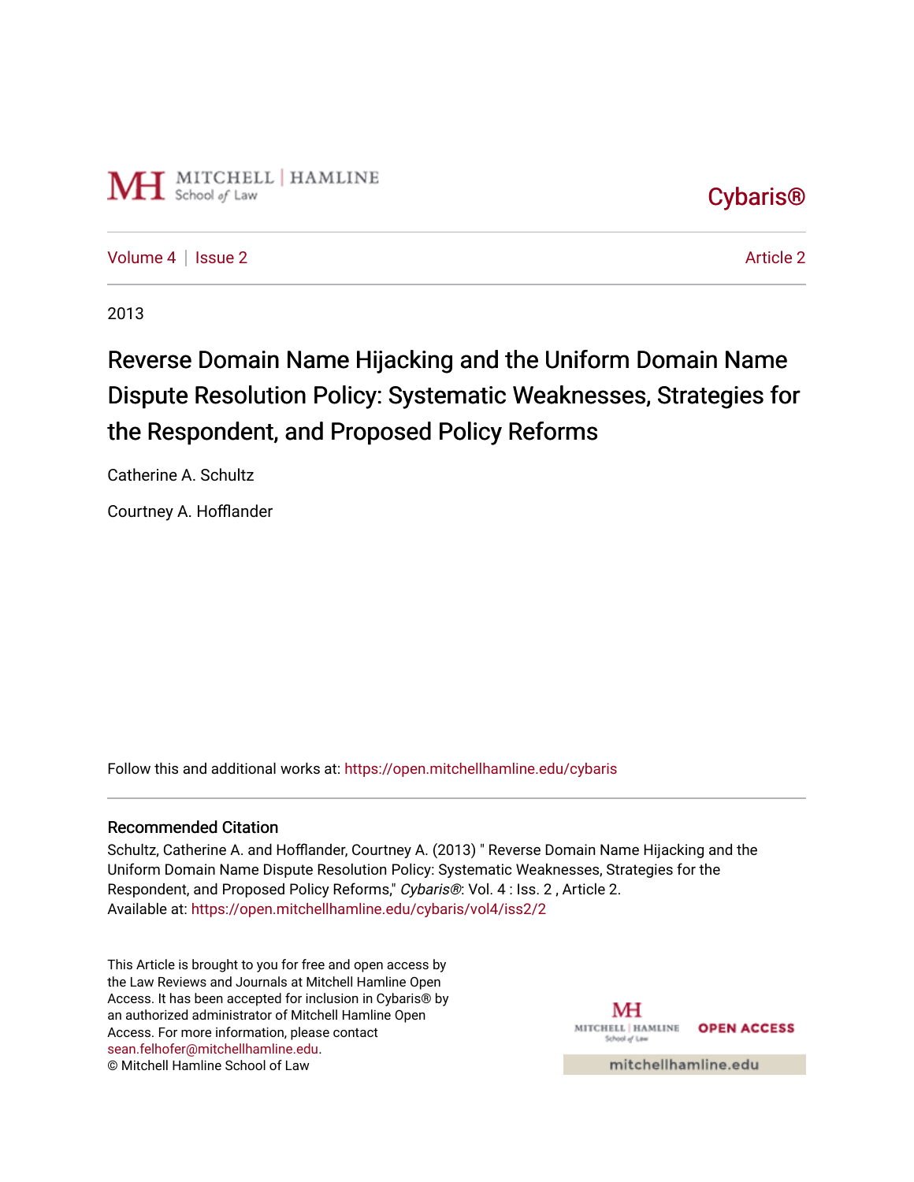Cybaris®

Volume 4 | Issue 2 — Article 2

2013

# Reverse Domain Name Hijacking and the Uniform Domain Name Dispute Resolution Policy: Systematic Weaknesses, Strategies for the Respondent, and Proposed Policy Reforms

Catherine A. Schultz

Courtney A. Hofflander

Follow this and additional works at: https://open.mitchellhamline.edu/cybaris

## Recommended Citation

Schultz, Catherine A. and Hofflander, Courtney A. (2013) " Reverse Domain Name Hijacking and the Uniform Domain Name Dispute Resolution Policy: Systematic Weaknesses, Strategies for the Respondent, and Proposed Policy Reforms," *Cybaris®*: Vol. 4 : Iss. 2 , Article 2.
Available at: https://open.mitchellhamline.edu/cybaris/vol4/iss2/2

This Article is brought to you for free and open access by the Law Reviews and Journals at Mitchell Hamline Open Access. It has been accepted for inclusion in Cybaris® by an authorized administrator of Mitchell Hamline Open Access. For more information, please contact sean.felhofer@mitchellhamline.edu.
© Mitchell Hamline School of Law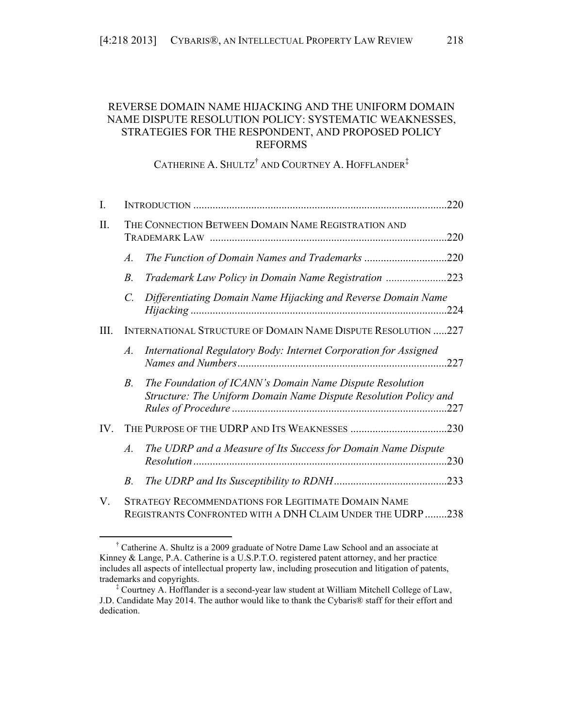# REVERSE DOMAIN NAME HIJACKING AND THE UNIFORM DOMAIN NAME DISPUTE RESOLUTION POLICY: SYSTEMATIC WEAKNESSES, STRATEGIES FOR THE RESPONDENT, AND PROPOSED POLICY REFORMS

CATHERINE A. SHULTZ[†] AND COURTNEY A. HOFFLANDER[‡]

I. INTRODUCTION ....................................................................................220

II. THE CONNECTION BETWEEN DOMAIN NAME REGISTRATION AND TRADEMARK LAW ....................................................................................220

  A. *The Function of Domain Names and Trademarks* ..............................220

  B. *Trademark Law Policy in Domain Name Registration* ......................223

  C. *Differentiating Domain Name Hijacking and Reverse Domain Name Hijacking* ....................................................................................224

III. INTERNATIONAL STRUCTURE OF DOMAIN NAME DISPUTE RESOLUTION .....227

  A. *International Regulatory Body: Internet Corporation for Assigned Names and Numbers* ....................................................................227

  B. *The Foundation of ICANN's Domain Name Dispute Resolution Structure: The Uniform Domain Name Dispute Resolution Policy and Rules of Procedure* ....................................................................227

IV. THE PURPOSE OF THE UDRP AND ITS WEAKNESSES ..................................230

  A. *The UDRP and a Measure of Its Success for Domain Name Dispute Resolution* ....................................................................................230

  B. *The UDRP and Its Susceptibility to RDNH* ........................................233

V. STRATEGY RECOMMENDATIONS FOR LEGITIMATE DOMAIN NAME REGISTRANTS CONFRONTED WITH A DNH CLAIM UNDER THE UDRP ........238

---

[†] Catherine A. Shultz is a 2009 graduate of Notre Dame Law School and an associate at Kinney & Lange, P.A. Catherine is a U.S.P.T.O. registered patent attorney, and her practice includes all aspects of intellectual property law, including prosecution and litigation of patents, trademarks and copyrights.

[‡] Courtney A. Hofflander is a second-year law student at William Mitchell College of Law, J.D. Candidate May 2014. The author would like to thank the Cybaris® staff for their effort and dedication.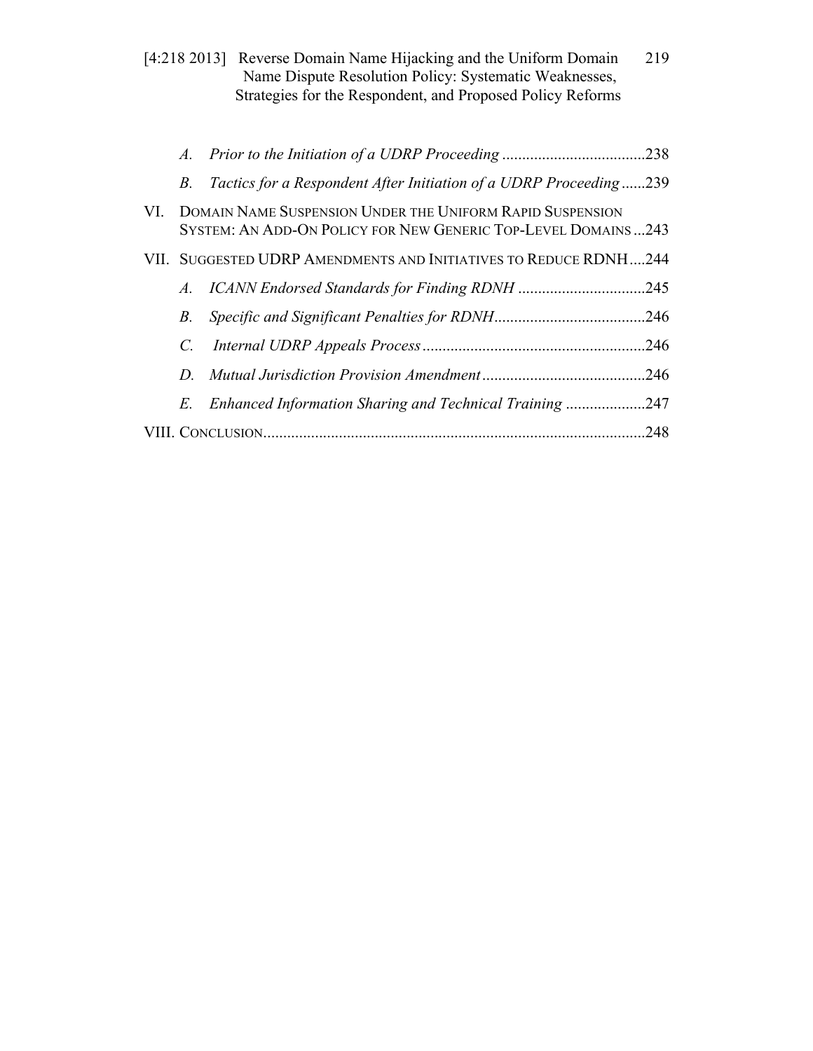- A. *Prior to the Initiation of a UDRP Proceeding* ....................................238
- B. *Tactics for a Respondent After Initiation of a UDRP Proceeding* ......239

VI. DOMAIN NAME SUSPENSION UNDER THE UNIFORM RAPID SUSPENSION SYSTEM: AN ADD-ON POLICY FOR NEW GENERIC TOP-LEVEL DOMAINS ...243

VII. SUGGESTED UDRP AMENDMENTS AND INITIATIVES TO REDUCE RDNH....244

- A. *ICANN Endorsed Standards for Finding RDNH* ................................245
- B. *Specific and Significant Penalties for RDNH*......................................246
- C. *Internal UDRP Appeals Process*........................................................246
- D. *Mutual Jurisdiction Provision Amendment*.........................................246
- E. *Enhanced Information Sharing and Technical Training* ....................247

VIII. CONCLUSION................................................................................................248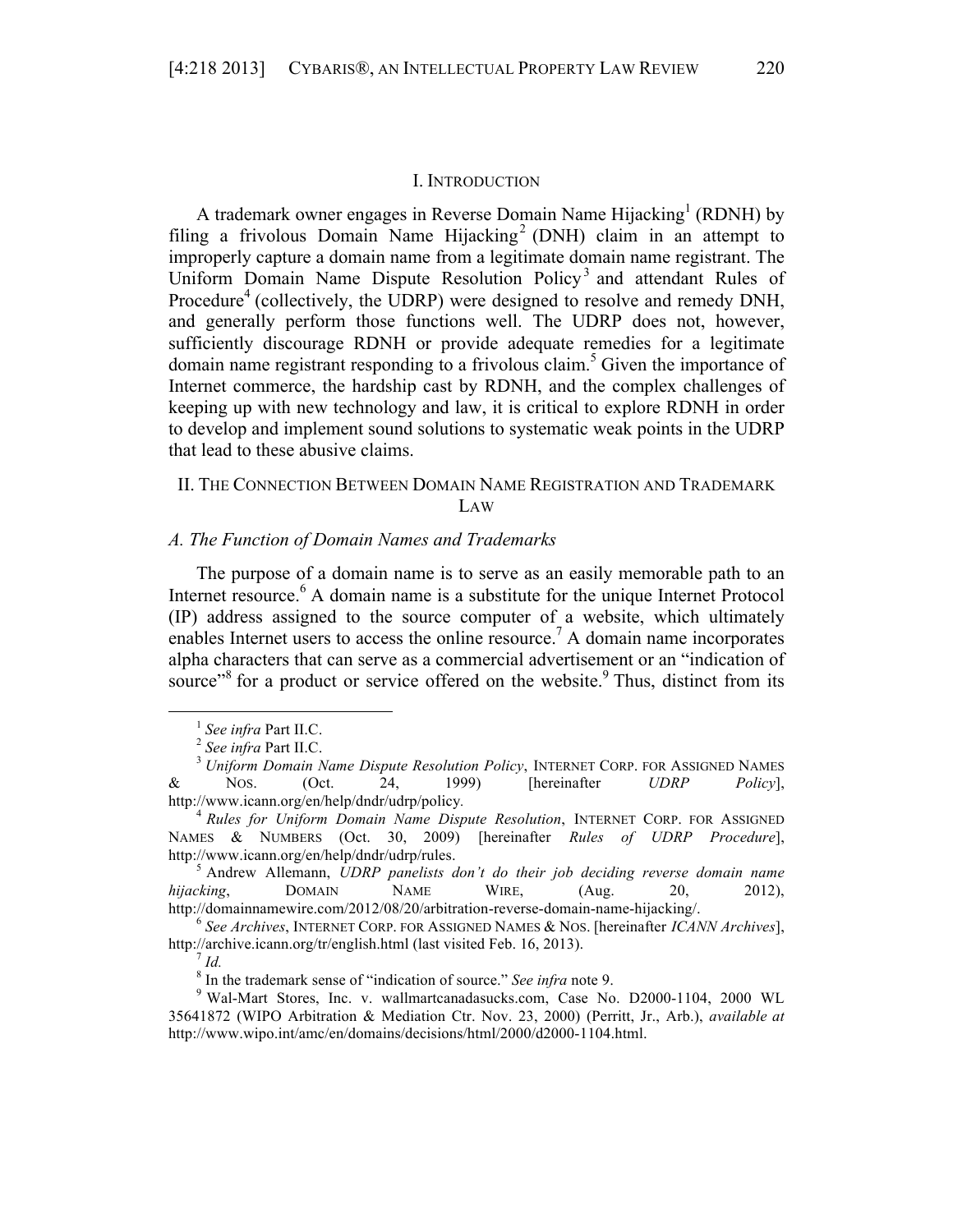## I. INTRODUCTION

A trademark owner engages in Reverse Domain Name Hijacking[1] (RDNH) by filing a frivolous Domain Name Hijacking[2] (DNH) claim in an attempt to improperly capture a domain name from a legitimate domain name registrant. The Uniform Domain Name Dispute Resolution Policy[3] and attendant Rules of Procedure[4] (collectively, the UDRP) were designed to resolve and remedy DNH, and generally perform those functions well. The UDRP does not, however, sufficiently discourage RDNH or provide adequate remedies for a legitimate domain name registrant responding to a frivolous claim.[5] Given the importance of Internet commerce, the hardship cast by RDNH, and the complex challenges of keeping up with new technology and law, it is critical to explore RDNH in order to develop and implement sound solutions to systematic weak points in the UDRP that lead to these abusive claims.

## II. THE CONNECTION BETWEEN DOMAIN NAME REGISTRATION AND TRADEMARK LAW

### *A. The Function of Domain Names and Trademarks*

The purpose of a domain name is to serve as an easily memorable path to an Internet resource.[6] A domain name is a substitute for the unique Internet Protocol (IP) address assigned to the source computer of a website, which ultimately enables Internet users to access the online resource.[7] A domain name incorporates alpha characters that can serve as a commercial advertisement or an "indication of source"[8] for a product or service offered on the website.[9] Thus, distinct from its

---

[1] *See infra* Part II.C.

[2] *See infra* Part II.C.

[3] *Uniform Domain Name Dispute Resolution Policy*, INTERNET CORP. FOR ASSIGNED NAMES & NOS. (Oct. 24, 1999) [hereinafter *UDRP Policy*], http://www.icann.org/en/help/dndr/udrp/policy.

[4] *Rules for Uniform Domain Name Dispute Resolution*, INTERNET CORP. FOR ASSIGNED NAMES & NUMBERS (Oct. 30, 2009) [hereinafter *Rules of UDRP Procedure*], http://www.icann.org/en/help/dndr/udrp/rules.

[5] Andrew Allemann, *UDRP panelists don't do their job deciding reverse domain name hijacking*, DOMAIN NAME WIRE, (Aug. 20, 2012), http://domainnamewire.com/2012/08/20/arbitration-reverse-domain-name-hijacking/.

[6] *See Archives*, INTERNET CORP. FOR ASSIGNED NAMES & NOS. [hereinafter *ICANN Archives*], http://archive.icann.org/tr/english.html (last visited Feb. 16, 2013).

[7] *Id.*

[8] In the trademark sense of "indication of source." *See infra* note 9.

[9] Wal-Mart Stores, Inc. v. wallmartcanadasucks.com, Case No. D2000-1104, 2000 WL 35641872 (WIPO Arbitration & Mediation Ctr. Nov. 23, 2000) (Perritt, Jr., Arb.), *available at* http://www.wipo.int/amc/en/domains/decisions/html/2000/d2000-1104.html.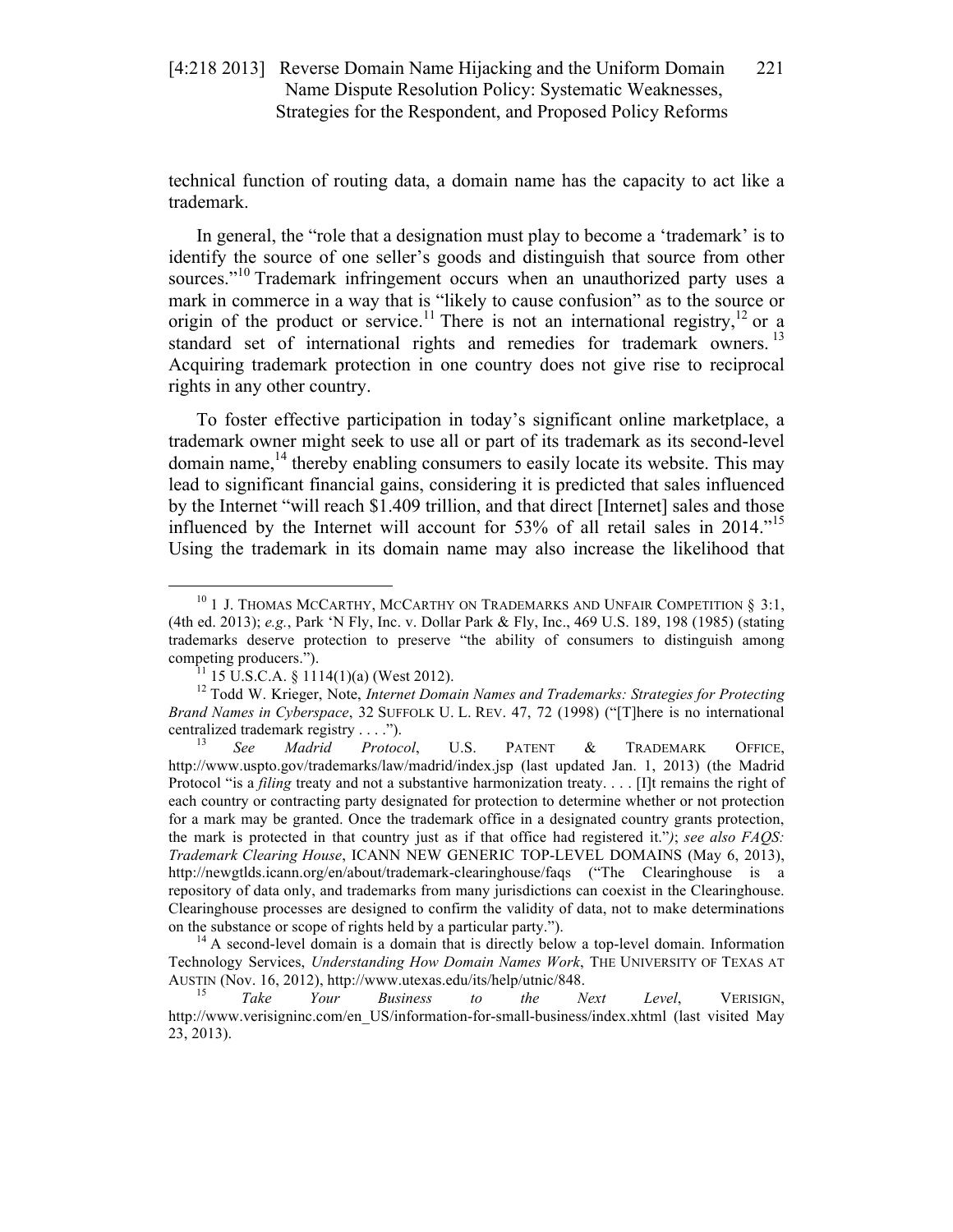technical function of routing data, a domain name has the capacity to act like a trademark.

In general, the "role that a designation must play to become a 'trademark' is to identify the source of one seller's goods and distinguish that source from other sources."[10] Trademark infringement occurs when an unauthorized party uses a mark in commerce in a way that is "likely to cause confusion" as to the source or origin of the product or service.[11] There is not an international registry,[12] or a standard set of international rights and remedies for trademark owners.[13] Acquiring trademark protection in one country does not give rise to reciprocal rights in any other country.

To foster effective participation in today's significant online marketplace, a trademark owner might seek to use all or part of its trademark as its second-level domain name,[14] thereby enabling consumers to easily locate its website. This may lead to significant financial gains, considering it is predicted that sales influenced by the Internet "will reach $1.409 trillion, and that direct [Internet] sales and those influenced by the Internet will account for 53% of all retail sales in 2014."[15] Using the trademark in its domain name may also increase the likelihood that

---

[10] 1 J. THOMAS MCCARTHY, MCCARTHY ON TRADEMARKS AND UNFAIR COMPETITION § 3:1, (4th ed. 2013); *e.g.*, Park 'N Fly, Inc. v. Dollar Park & Fly, Inc., 469 U.S. 189, 198 (1985) (stating trademarks deserve protection to preserve "the ability of consumers to distinguish among competing producers.").

[11] 15 U.S.C.A. § 1114(1)(a) (West 2012).

[12] Todd W. Krieger, Note, *Internet Domain Names and Trademarks: Strategies for Protecting Brand Names in Cyberspace*, 32 SUFFOLK U. L. REV. 47, 72 (1998) ("[T]here is no international centralized trademark registry . . . .").

[13] *See Madrid Protocol*, U.S. PATENT & TRADEMARK OFFICE, http://www.uspto.gov/trademarks/law/madrid/index.jsp (last updated Jan. 1, 2013) (the Madrid Protocol "is a *filing* treaty and not a substantive harmonization treaty. . . . [I]t remains the right of each country or contracting party designated for protection to determine whether or not protection for a mark may be granted. Once the trademark office in a designated country grants protection, the mark is protected in that country just as if that office had registered it."); *see also FAQS: Trademark Clearing House*, ICANN NEW GENERIC TOP-LEVEL DOMAINS (May 6, 2013), http://newgtlds.icann.org/en/about/trademark-clearinghouse/faqs ("The Clearinghouse is a repository of data only, and trademarks from many jurisdictions can coexist in the Clearinghouse. Clearinghouse processes are designed to confirm the validity of data, not to make determinations on the substance or scope of rights held by a particular party.").

[14] A second-level domain is a domain that is directly below a top-level domain. Information Technology Services, *Understanding How Domain Names Work*, THE UNIVERSITY OF TEXAS AT AUSTIN (Nov. 16, 2012), http://www.utexas.edu/its/help/utnic/848.

[15] *Take Your Business to the Next Level*, VERISIGN, http://www.verisigninc.com/en_US/information-for-small-business/index.xhtml (last visited May 23, 2013).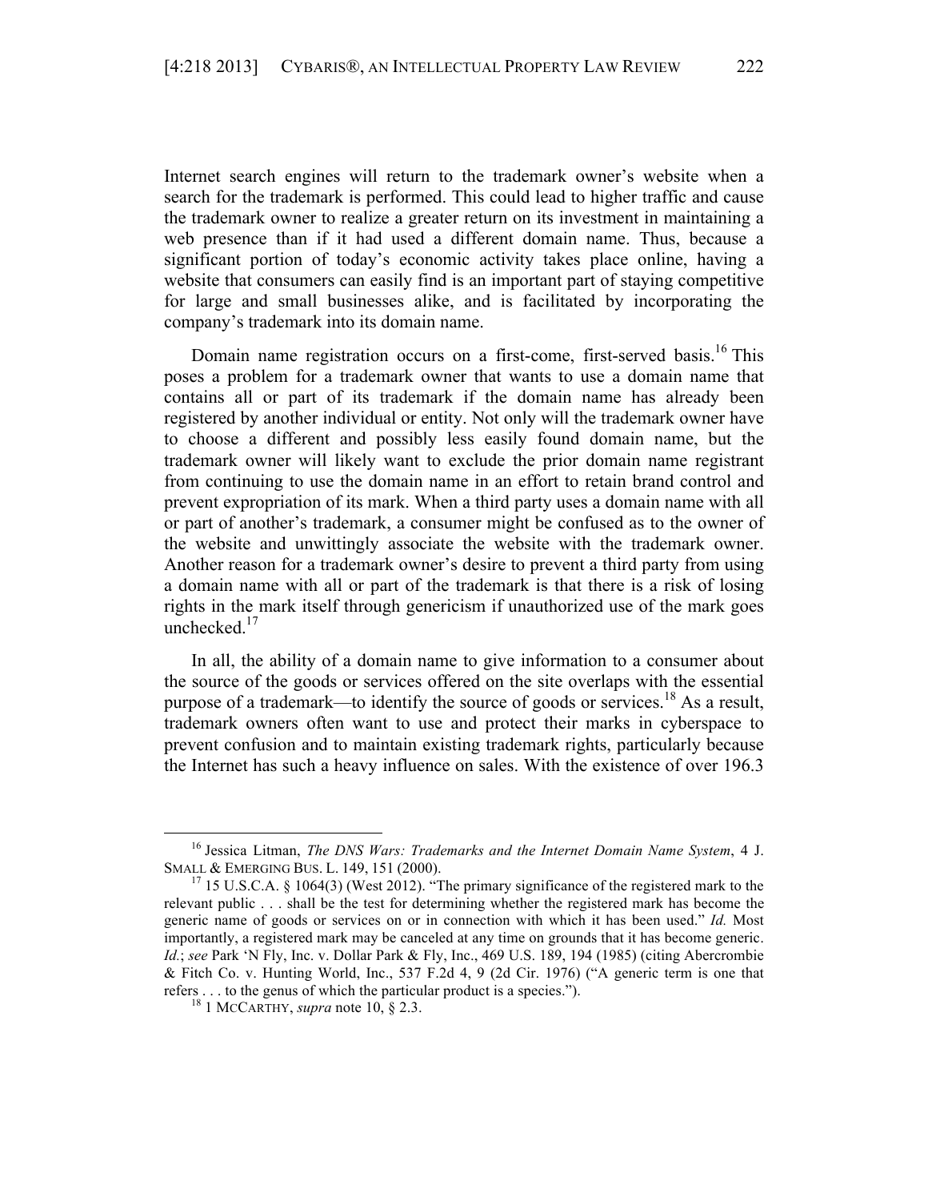Internet search engines will return to the trademark owner's website when a search for the trademark is performed. This could lead to higher traffic and cause the trademark owner to realize a greater return on its investment in maintaining a web presence than if it had used a different domain name. Thus, because a significant portion of today's economic activity takes place online, having a website that consumers can easily find is an important part of staying competitive for large and small businesses alike, and is facilitated by incorporating the company's trademark into its domain name.

Domain name registration occurs on a first-come, first-served basis.[16] This poses a problem for a trademark owner that wants to use a domain name that contains all or part of its trademark if the domain name has already been registered by another individual or entity. Not only will the trademark owner have to choose a different and possibly less easily found domain name, but the trademark owner will likely want to exclude the prior domain name registrant from continuing to use the domain name in an effort to retain brand control and prevent expropriation of its mark. When a third party uses a domain name with all or part of another's trademark, a consumer might be confused as to the owner of the website and unwittingly associate the website with the trademark owner. Another reason for a trademark owner's desire to prevent a third party from using a domain name with all or part of the trademark is that there is a risk of losing rights in the mark itself through genericism if unauthorized use of the mark goes unchecked.[17]

In all, the ability of a domain name to give information to a consumer about the source of the goods or services offered on the site overlaps with the essential purpose of a trademark—to identify the source of goods or services.[18] As a result, trademark owners often want to use and protect their marks in cyberspace to prevent confusion and to maintain existing trademark rights, particularly because the Internet has such a heavy influence on sales. With the existence of over 196.3

---

[16] Jessica Litman, *The DNS Wars: Trademarks and the Internet Domain Name System*, 4 J. SMALL & EMERGING BUS. L. 149, 151 (2000).

[17] 15 U.S.C.A. § 1064(3) (West 2012). "The primary significance of the registered mark to the relevant public . . . shall be the test for determining whether the registered mark has become the generic name of goods or services on or in connection with which it has been used." *Id.* Most importantly, a registered mark may be canceled at any time on grounds that it has become generic. *Id.*; *see* Park 'N Fly, Inc. v. Dollar Park & Fly, Inc., 469 U.S. 189, 194 (1985) (citing Abercrombie & Fitch Co. v. Hunting World, Inc., 537 F.2d 4, 9 (2d Cir. 1976) ("A generic term is one that refers . . . to the genus of which the particular product is a species.").

[18] 1 MCCARTHY, *supra* note 10, § 2.3.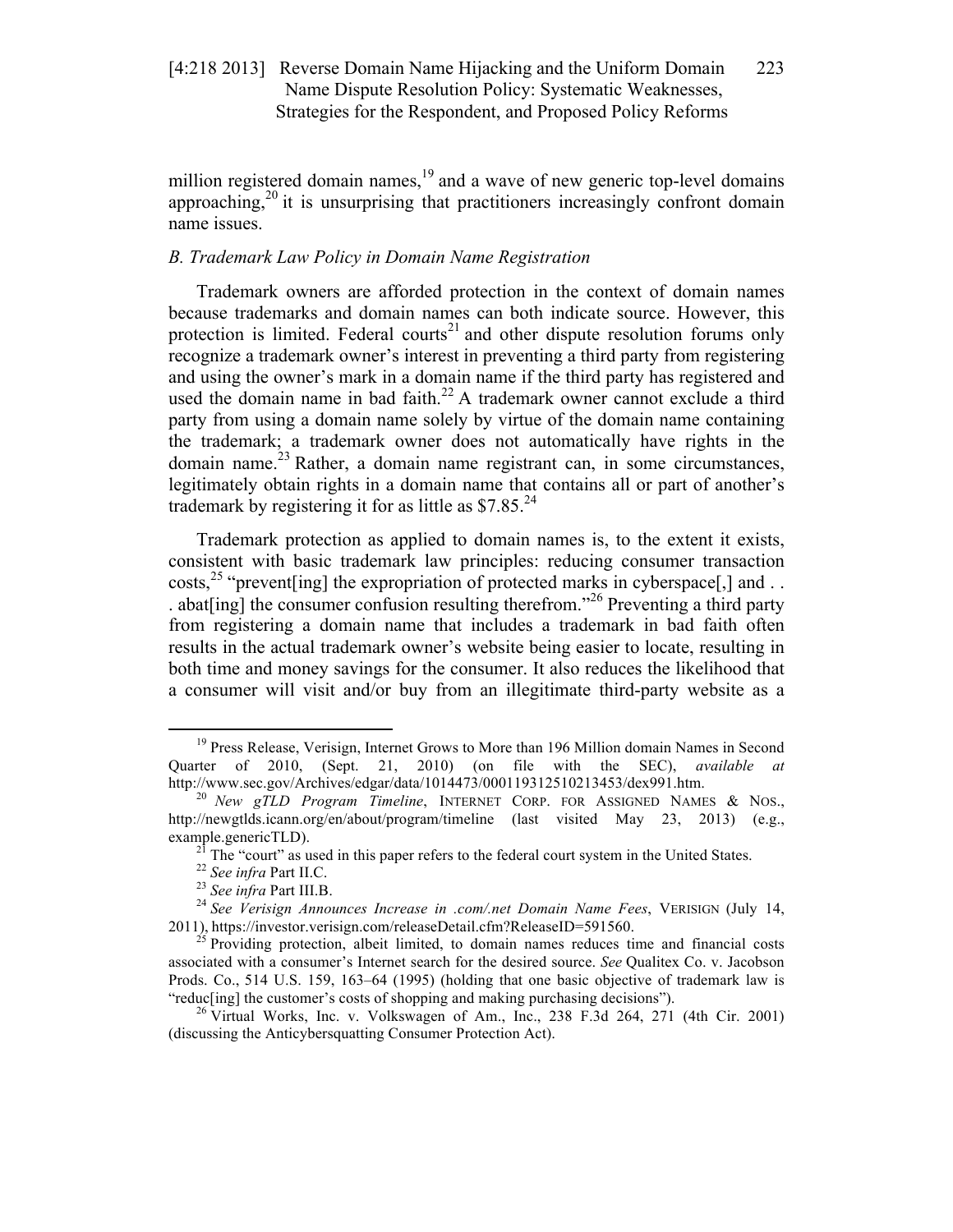million registered domain names,[19] and a wave of new generic top-level domains approaching,[20] it is unsurprising that practitioners increasingly confront domain name issues.

### *B. Trademark Law Policy in Domain Name Registration*

Trademark owners are afforded protection in the context of domain names because trademarks and domain names can both indicate source. However, this protection is limited. Federal courts[21] and other dispute resolution forums only recognize a trademark owner's interest in preventing a third party from registering and using the owner's mark in a domain name if the third party has registered and used the domain name in bad faith.[22] A trademark owner cannot exclude a third party from using a domain name solely by virtue of the domain name containing the trademark; a trademark owner does not automatically have rights in the domain name.[23] Rather, a domain name registrant can, in some circumstances, legitimately obtain rights in a domain name that contains all or part of another's trademark by registering it for as little as $7.85.[24]

Trademark protection as applied to domain names is, to the extent it exists, consistent with basic trademark law principles: reducing consumer transaction costs,[25] "prevent[ing] the expropriation of protected marks in cyberspace[,] and . . . abat[ing] the consumer confusion resulting therefrom."[26] Preventing a third party from registering a domain name that includes a trademark in bad faith often results in the actual trademark owner's website being easier to locate, resulting in both time and money savings for the consumer. It also reduces the likelihood that a consumer will visit and/or buy from an illegitimate third-party website as a

---

[19] Press Release, Verisign, Internet Grows to More than 196 Million domain Names in Second Quarter of 2010, (Sept. 21, 2010) (on file with the SEC), *available at* http://www.sec.gov/Archives/edgar/data/1014473/000119312510213453/dex991.htm.

[20] *New gTLD Program Timeline*, INTERNET CORP. FOR ASSIGNED NAMES & NOS., http://newgtlds.icann.org/en/about/program/timeline (last visited May 23, 2013) (e.g., example.genericTLD).

[21] The "court" as used in this paper refers to the federal court system in the United States.

[22] *See infra* Part II.C.

[23] *See infra* Part III.B.

[24] *See Verisign Announces Increase in .com/.net Domain Name Fees*, VERISIGN (July 14, 2011), https://investor.verisign.com/releaseDetail.cfm?ReleaseID=591560.

[25] Providing protection, albeit limited, to domain names reduces time and financial costs associated with a consumer's Internet search for the desired source. *See* Qualitex Co. v. Jacobson Prods. Co., 514 U.S. 159, 163–64 (1995) (holding that one basic objective of trademark law is "reduc[ing] the customer's costs of shopping and making purchasing decisions").

[26] Virtual Works, Inc. v. Volkswagen of Am., Inc., 238 F.3d 264, 271 (4th Cir. 2001) (discussing the Anticybersquatting Consumer Protection Act).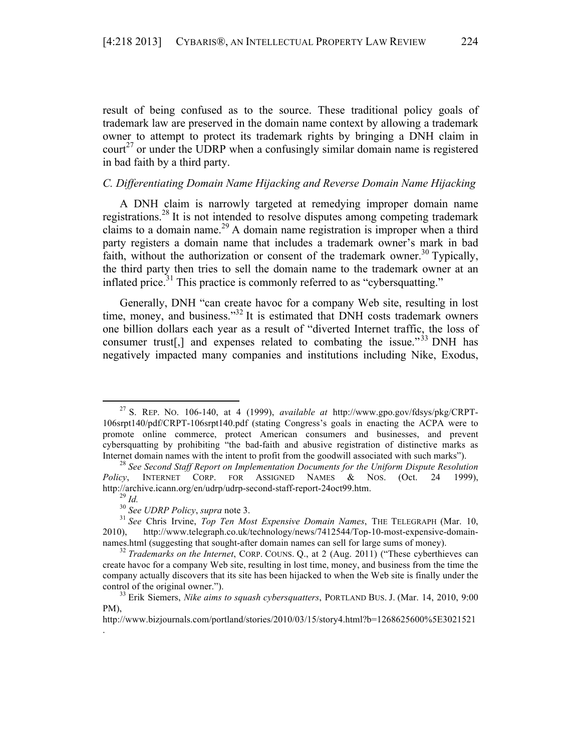result of being confused as to the source. These traditional policy goals of trademark law are preserved in the domain name context by allowing a trademark owner to attempt to protect its trademark rights by bringing a DNH claim in court[27] or under the UDRP when a confusingly similar domain name is registered in bad faith by a third party.

### *C. Differentiating Domain Name Hijacking and Reverse Domain Name Hijacking*

A DNH claim is narrowly targeted at remedying improper domain name registrations.[28] It is not intended to resolve disputes among competing trademark claims to a domain name.[29] A domain name registration is improper when a third party registers a domain name that includes a trademark owner's mark in bad faith, without the authorization or consent of the trademark owner.[30] Typically, the third party then tries to sell the domain name to the trademark owner at an inflated price.[31] This practice is commonly referred to as "cybersquatting."

Generally, DNH "can create havoc for a company Web site, resulting in lost time, money, and business."[32] It is estimated that DNH costs trademark owners one billion dollars each year as a result of "diverted Internet traffic, the loss of consumer trust[,] and expenses related to combating the issue."[33] DNH has negatively impacted many companies and institutions including Nike, Exodus,

---

[27] S. REP. NO. 106-140, at 4 (1999), *available at* http://www.gpo.gov/fdsys/pkg/CRPT-106srpt140/pdf/CRPT-106srpt140.pdf (stating Congress's goals in enacting the ACPA were to promote online commerce, protect American consumers and businesses, and prevent cybersquatting by prohibiting "the bad-faith and abusive registration of distinctive marks as Internet domain names with the intent to profit from the goodwill associated with such marks").

[28] *See Second Staff Report on Implementation Documents for the Uniform Dispute Resolution Policy*, INTERNET CORP. FOR ASSIGNED NAMES & NOS. (Oct. 24 1999), http://archive.icann.org/en/udrp/udrp-second-staff-report-24oct99.htm.

[29] *Id.*

[30] *See UDRP Policy*, *supra* note 3.

[31] *See* Chris Irvine, *Top Ten Most Expensive Domain Names*, THE TELEGRAPH (Mar. 10, 2010), http://www.telegraph.co.uk/technology/news/7412544/Top-10-most-expensive-domain-names.html (suggesting that sought-after domain names can sell for large sums of money).

[32] *Trademarks on the Internet*, CORP. COUNS. Q., at 2 (Aug. 2011) ("These cyberthieves can create havoc for a company Web site, resulting in lost time, money, and business from the time the company actually discovers that its site has been hijacked to when the Web site is finally under the control of the original owner.").

[33] Erik Siemers, *Nike aims to squash cybersquatters*, PORTLAND BUS. J. (Mar. 14, 2010, 9:00 PM), http://www.bizjournals.com/portland/stories/2010/03/15/story4.html?b=1268625600%5E3021521.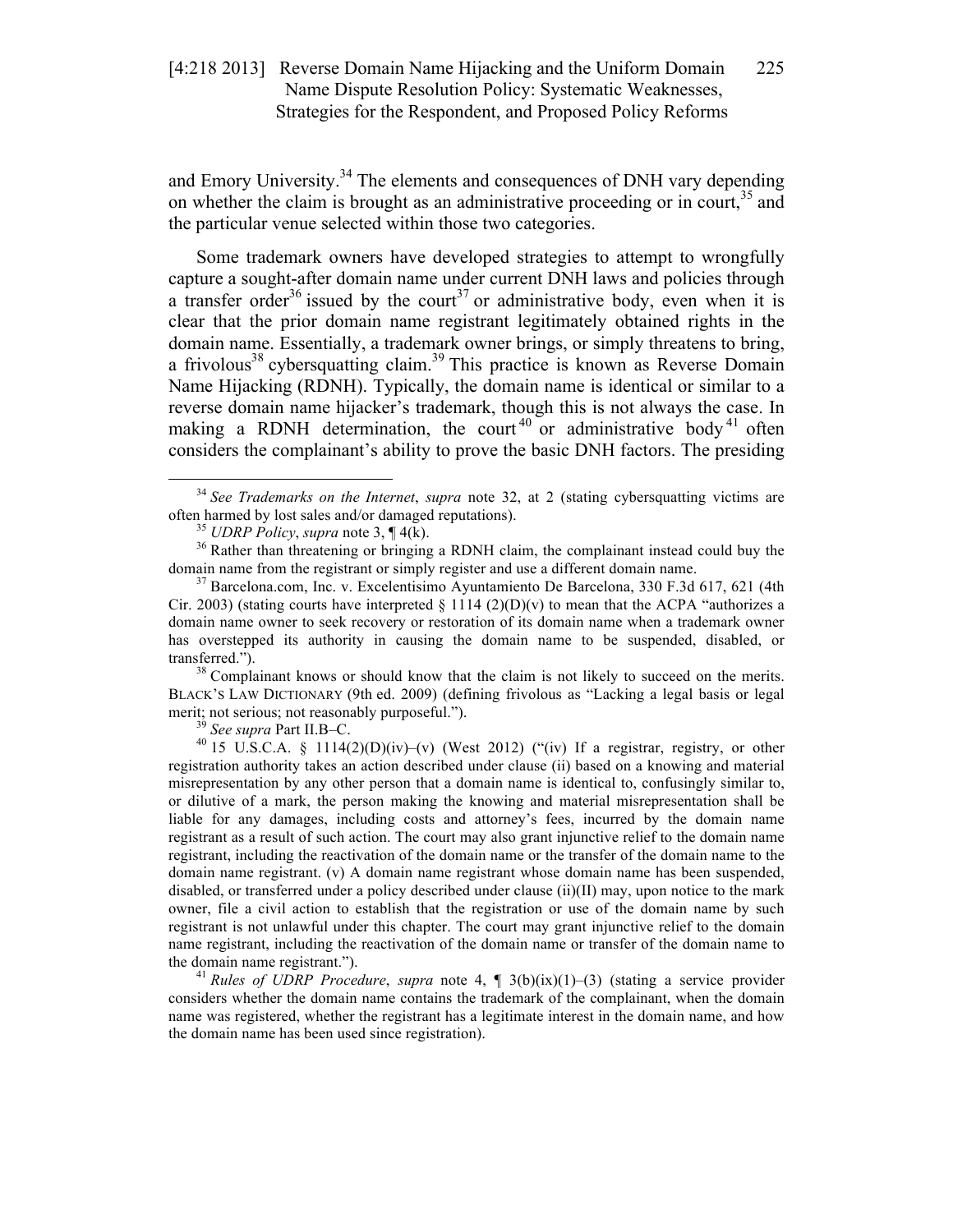and Emory University.[34] The elements and consequences of DNH vary depending on whether the claim is brought as an administrative proceeding or in court,[35] and the particular venue selected within those two categories.

Some trademark owners have developed strategies to attempt to wrongfully capture a sought-after domain name under current DNH laws and policies through a transfer order[36] issued by the court[37] or administrative body, even when it is clear that the prior domain name registrant legitimately obtained rights in the domain name. Essentially, a trademark owner brings, or simply threatens to bring, a frivolous[38] cybersquatting claim.[39] This practice is known as Reverse Domain Name Hijacking (RDNH). Typically, the domain name is identical or similar to a reverse domain name hijacker's trademark, though this is not always the case. In making a RDNH determination, the court[40] or administrative body[41] often considers the complainant's ability to prove the basic DNH factors. The presiding

---

[34] *See Trademarks on the Internet*, *supra* note 32, at 2 (stating cybersquatting victims are often harmed by lost sales and/or damaged reputations).

[35] *UDRP Policy*, *supra* note 3, ¶ 4(k).

[36] Rather than threatening or bringing a RDNH claim, the complainant instead could buy the domain name from the registrant or simply register and use a different domain name.

[37] Barcelona.com, Inc. v. Excelentisimo Ayuntamiento De Barcelona, 330 F.3d 617, 621 (4th Cir. 2003) (stating courts have interpreted § 1114 (2)(D)(v) to mean that the ACPA "authorizes a domain name owner to seek recovery or restoration of its domain name when a trademark owner has overstepped its authority in causing the domain name to be suspended, disabled, or transferred.").

[38] Complainant knows or should know that the claim is not likely to succeed on the merits. BLACK'S LAW DICTIONARY (9th ed. 2009) (defining frivolous as "Lacking a legal basis or legal merit; not serious; not reasonably purposeful.").

[39] *See supra* Part II.B–C.

[40] 15 U.S.C.A. § 1114(2)(D)(iv)–(v) (West 2012) ("(iv) If a registrar, registry, or other registration authority takes an action described under clause (ii) based on a knowing and material misrepresentation by any other person that a domain name is identical to, confusingly similar to, or dilutive of a mark, the person making the knowing and material misrepresentation shall be liable for any damages, including costs and attorney's fees, incurred by the domain name registrant as a result of such action. The court may also grant injunctive relief to the domain name registrant, including the reactivation of the domain name or the transfer of the domain name to the domain name registrant. (v) A domain name registrant whose domain name has been suspended, disabled, or transferred under a policy described under clause (ii)(II) may, upon notice to the mark owner, file a civil action to establish that the registration or use of the domain name by such registrant is not unlawful under this chapter. The court may grant injunctive relief to the domain name registrant, including the reactivation of the domain name or transfer of the domain name to the domain name registrant.").

[41] *Rules of UDRP Procedure*, *supra* note 4, ¶ 3(b)(ix)(1)–(3) (stating a service provider considers whether the domain name contains the trademark of the complainant, when the domain name was registered, whether the registrant has a legitimate interest in the domain name, and how the domain name has been used since registration).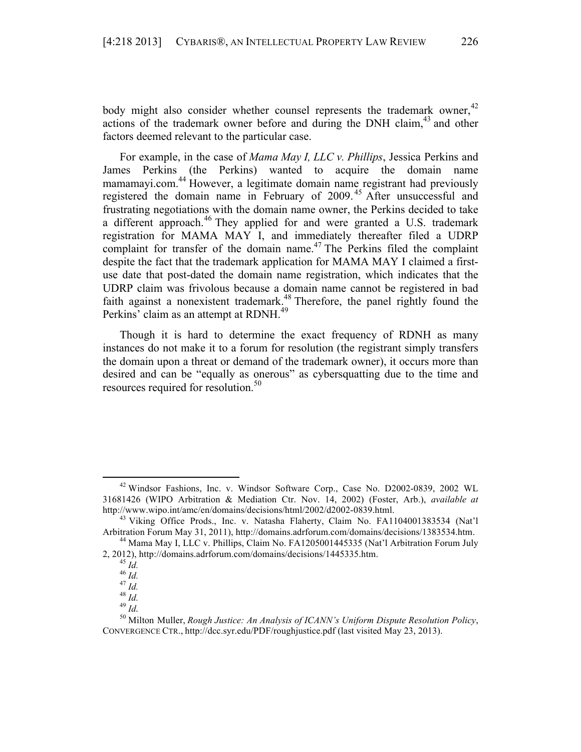body might also consider whether counsel represents the trademark owner,[42] actions of the trademark owner before and during the DNH claim,[43] and other factors deemed relevant to the particular case.

For example, in the case of *Mama May I, LLC v. Phillips*, Jessica Perkins and James Perkins (the Perkins) wanted to acquire the domain name mamamayi.com.[44] However, a legitimate domain name registrant had previously registered the domain name in February of 2009.[45] After unsuccessful and frustrating negotiations with the domain name owner, the Perkins decided to take a different approach.[46] They applied for and were granted a U.S. trademark registration for MAMA MAY I, and immediately thereafter filed a UDRP complaint for transfer of the domain name.[47] The Perkins filed the complaint despite the fact that the trademark application for MAMA MAY I claimed a first-use date that post-dated the domain name registration, which indicates that the UDRP claim was frivolous because a domain name cannot be registered in bad faith against a nonexistent trademark.[48] Therefore, the panel rightly found the Perkins' claim as an attempt at RDNH.[49]

Though it is hard to determine the exact frequency of RDNH as many instances do not make it to a forum for resolution (the registrant simply transfers the domain upon a threat or demand of the trademark owner), it occurs more than desired and can be "equally as onerous" as cybersquatting due to the time and resources required for resolution.[50]

---

[42] Windsor Fashions, Inc. v. Windsor Software Corp., Case No. D2002-0839, 2002 WL 31681426 (WIPO Arbitration & Mediation Ctr. Nov. 14, 2002) (Foster, Arb.), *available at* http://www.wipo.int/amc/en/domains/decisions/html/2002/d2002-0839.html.

[43] Viking Office Prods., Inc. v. Natasha Flaherty, Claim No. FA1104001383534 (Nat'l Arbitration Forum May 31, 2011), http://domains.adrforum.com/domains/decisions/1383534.htm.

[44] Mama May I, LLC v. Phillips, Claim No. FA1205001445335 (Nat'l Arbitration Forum July 2, 2012), http://domains.adrforum.com/domains/decisions/1445335.htm.

[45] *Id.*

[46] *Id.*

[47] *Id.*

[48] *Id.*

[49] *Id.*

[50] Milton Muller, *Rough Justice: An Analysis of ICANN's Uniform Dispute Resolution Policy*, CONVERGENCE CTR., http://dcc.syr.edu/PDF/roughjustice.pdf (last visited May 23, 2013).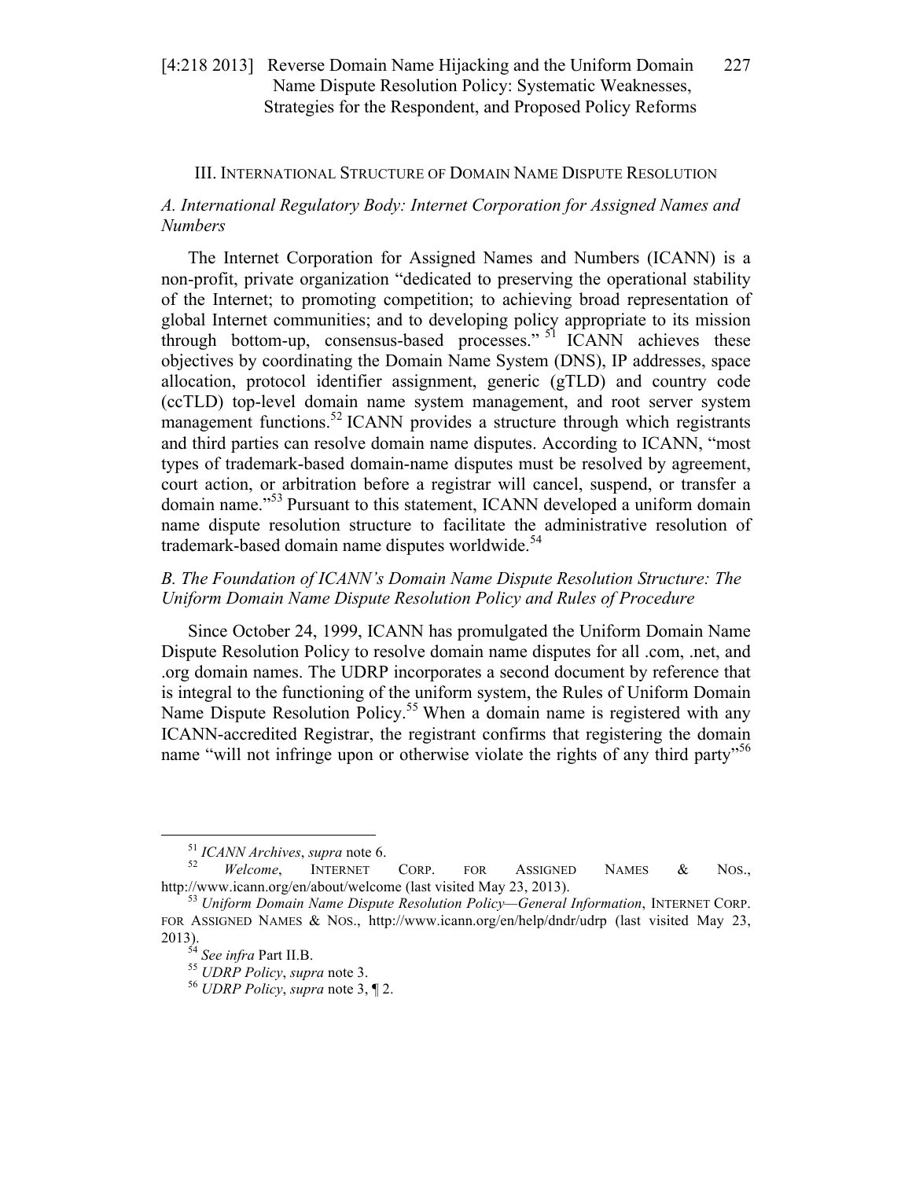## III. International Structure of Domain Name Dispute Resolution

### *A. International Regulatory Body: Internet Corporation for Assigned Names and Numbers*

The Internet Corporation for Assigned Names and Numbers (ICANN) is a non-profit, private organization "dedicated to preserving the operational stability of the Internet; to promoting competition; to achieving broad representation of global Internet communities; and to developing policy appropriate to its mission through bottom-up, consensus-based processes."[51] ICANN achieves these objectives by coordinating the Domain Name System (DNS), IP addresses, space allocation, protocol identifier assignment, generic (gTLD) and country code (ccTLD) top-level domain name system management, and root server system management functions.[52] ICANN provides a structure through which registrants and third parties can resolve domain name disputes. According to ICANN, "most types of trademark-based domain-name disputes must be resolved by agreement, court action, or arbitration before a registrar will cancel, suspend, or transfer a domain name."[53] Pursuant to this statement, ICANN developed a uniform domain name dispute resolution structure to facilitate the administrative resolution of trademark-based domain name disputes worldwide.[54]

### *B. The Foundation of ICANN's Domain Name Dispute Resolution Structure: The Uniform Domain Name Dispute Resolution Policy and Rules of Procedure*

Since October 24, 1999, ICANN has promulgated the Uniform Domain Name Dispute Resolution Policy to resolve domain name disputes for all .com, .net, and .org domain names. The UDRP incorporates a second document by reference that is integral to the functioning of the uniform system, the Rules of Uniform Domain Name Dispute Resolution Policy.[55] When a domain name is registered with any ICANN-accredited Registrar, the registrant confirms that registering the domain name "will not infringe upon or otherwise violate the rights of any third party"[56]

---

[51] *ICANN Archives*, *supra* note 6.

[52] *Welcome*, INTERNET CORP. FOR ASSIGNED NAMES & NOS., http://www.icann.org/en/about/welcome (last visited May 23, 2013).

[53] *Uniform Domain Name Dispute Resolution Policy—General Information*, INTERNET CORP. FOR ASSIGNED NAMES & NOS., http://www.icann.org/en/help/dndr/udrp (last visited May 23, 2013).

[54] *See infra* Part II.B.

[55] *UDRP Policy*, *supra* note 3.

[56] *UDRP Policy*, *supra* note 3, ¶ 2.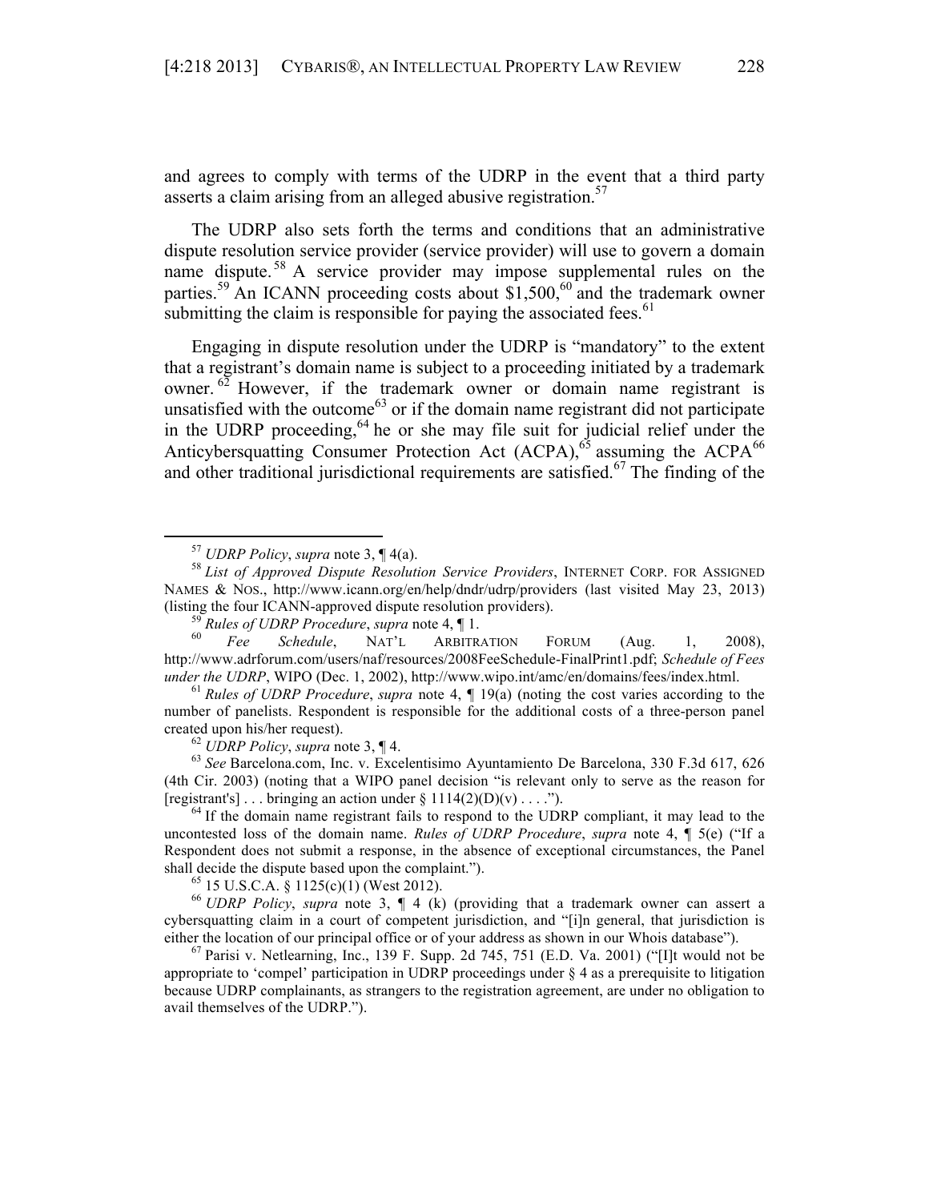and agrees to comply with terms of the UDRP in the event that a third party asserts a claim arising from an alleged abusive registration.[57]

The UDRP also sets forth the terms and conditions that an administrative dispute resolution service provider (service provider) will use to govern a domain name dispute.[58] A service provider may impose supplemental rules on the parties.[59] An ICANN proceeding costs about $1,500,[60] and the trademark owner submitting the claim is responsible for paying the associated fees.[61]

Engaging in dispute resolution under the UDRP is "mandatory" to the extent that a registrant's domain name is subject to a proceeding initiated by a trademark owner.[62] However, if the trademark owner or domain name registrant is unsatisfied with the outcome[63] or if the domain name registrant did not participate in the UDRP proceeding,[64] he or she may file suit for judicial relief under the Anticybersquatting Consumer Protection Act (ACPA),[65] assuming the ACPA[66] and other traditional jurisdictional requirements are satisfied.[67] The finding of the

---

[57] *UDRP Policy*, *supra* note 3, ¶ 4(a).

[58] *List of Approved Dispute Resolution Service Providers*, INTERNET CORP. FOR ASSIGNED NAMES & NOS., http://www.icann.org/en/help/dndr/udrp/providers (last visited May 23, 2013) (listing the four ICANN-approved dispute resolution providers).

[59] *Rules of UDRP Procedure*, *supra* note 4, ¶ 1.

[60] *Fee Schedule*, NAT'L ARBITRATION FORUM (Aug. 1, 2008), http://www.adrforum.com/users/naf/resources/2008FeeSchedule-FinalPrint1.pdf; *Schedule of Fees under the UDRP*, WIPO (Dec. 1, 2002), http://www.wipo.int/amc/en/domains/fees/index.html.

[61] *Rules of UDRP Procedure*, *supra* note 4, ¶ 19(a) (noting the cost varies according to the number of panelists. Respondent is responsible for the additional costs of a three-person panel created upon his/her request).

[62] *UDRP Policy*, *supra* note 3, ¶ 4.

[63] *See* Barcelona.com, Inc. v. Excelentisimo Ayuntamiento De Barcelona, 330 F.3d 617, 626 (4th Cir. 2003) (noting that a WIPO panel decision "is relevant only to serve as the reason for [registrant's] . . . bringing an action under § 1114(2)(D)(v) . . . .").

[64] If the domain name registrant fails to respond to the UDRP compliant, it may lead to the uncontested loss of the domain name. *Rules of UDRP Procedure*, *supra* note 4, ¶ 5(e) ("If a Respondent does not submit a response, in the absence of exceptional circumstances, the Panel shall decide the dispute based upon the complaint.").

[65] 15 U.S.C.A. § 1125(c)(1) (West 2012).

[66] *UDRP Policy*, *supra* note 3, ¶ 4 (k) (providing that a trademark owner can assert a cybersquatting claim in a court of competent jurisdiction, and "[i]n general, that jurisdiction is either the location of our principal office or of your address as shown in our Whois database").

[67] Parisi v. Netlearning, Inc., 139 F. Supp. 2d 745, 751 (E.D. Va. 2001) ("[I]t would not be appropriate to 'compel' participation in UDRP proceedings under § 4 as a prerequisite to litigation because UDRP complainants, as strangers to the registration agreement, are under no obligation to avail themselves of the UDRP.").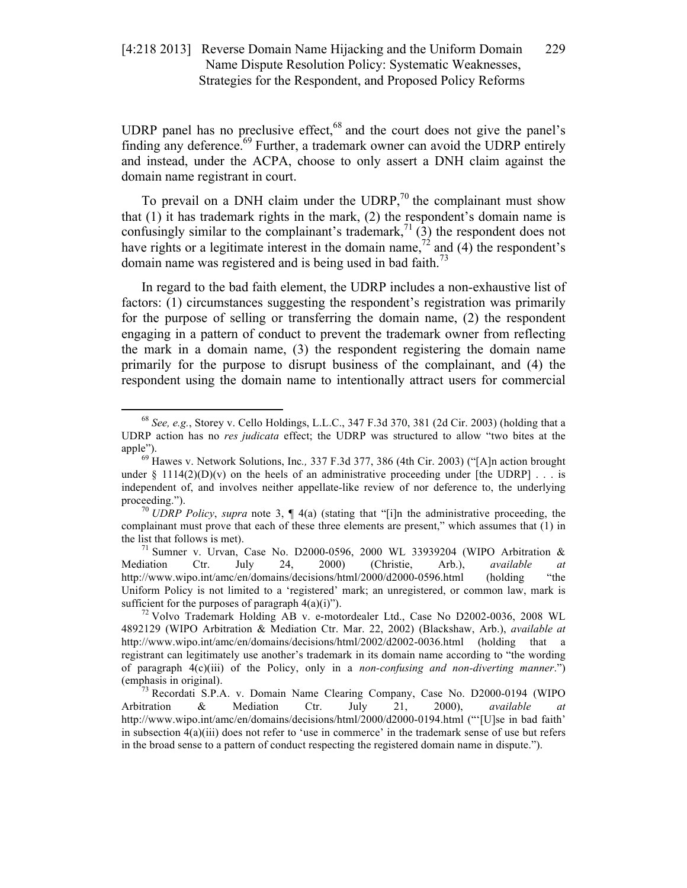UDRP panel has no preclusive effect,[68] and the court does not give the panel's finding any deference.[69] Further, a trademark owner can avoid the UDRP entirely and instead, under the ACPA, choose to only assert a DNH claim against the domain name registrant in court.

To prevail on a DNH claim under the UDRP,[70] the complainant must show that (1) it has trademark rights in the mark, (2) the respondent's domain name is confusingly similar to the complainant's trademark,[71] (3) the respondent does not have rights or a legitimate interest in the domain name,[72] and (4) the respondent's domain name was registered and is being used in bad faith.[73]

In regard to the bad faith element, the UDRP includes a non-exhaustive list of factors: (1) circumstances suggesting the respondent's registration was primarily for the purpose of selling or transferring the domain name, (2) the respondent engaging in a pattern of conduct to prevent the trademark owner from reflecting the mark in a domain name, (3) the respondent registering the domain name primarily for the purpose to disrupt business of the complainant, and (4) the respondent using the domain name to intentionally attract users for commercial

---

[68] *See, e.g.*, Storey v. Cello Holdings, L.L.C., 347 F.3d 370, 381 (2d Cir. 2003) (holding that a UDRP action has no *res judicata* effect; the UDRP was structured to allow "two bites at the apple").

[69] Hawes v. Network Solutions, Inc., 337 F.3d 377, 386 (4th Cir. 2003) ("[A]n action brought under § 1114(2)(D)(v) on the heels of an administrative proceeding under [the UDRP] . . . is independent of, and involves neither appellate-like review of nor deference to, the underlying proceeding.").

[70] *UDRP Policy*, *supra* note 3, ¶ 4(a) (stating that "[i]n the administrative proceeding, the complainant must prove that each of these three elements are present," which assumes that (1) in the list that follows is met).

[71] Sumner v. Urvan, Case No. D2000-0596, 2000 WL 33939204 (WIPO Arbitration & Mediation Ctr. July 24, 2000) (Christie, Arb.), *available at* http://www.wipo.int/amc/en/domains/decisions/html/2000/d2000-0596.html (holding "the Uniform Policy is not limited to a 'registered' mark; an unregistered, or common law, mark is sufficient for the purposes of paragraph 4(a)(i)").

[72] Volvo Trademark Holding AB v. e-motordealer Ltd., Case No D2002-0036, 2008 WL 4892129 (WIPO Arbitration & Mediation Ctr. Mar. 22, 2002) (Blackshaw, Arb.), *available at* http://www.wipo.int/amc/en/domains/decisions/html/2002/d2002-0036.html (holding that a registrant can legitimately use another's trademark in its domain name according to "the wording of paragraph 4(c)(iii) of the Policy, only in a *non-confusing and non-diverting manner*.") (emphasis in original).

[73] Recordati S.P.A. v. Domain Name Clearing Company, Case No. D2000-0194 (WIPO Arbitration & Mediation Ctr. July 21, 2000), *available at* http://www.wipo.int/amc/en/domains/decisions/html/2000/d2000-0194.html ("'[U]se in bad faith' in subsection 4(a)(iii) does not refer to 'use in commerce' in the trademark sense of use but refers in the broad sense to a pattern of conduct respecting the registered domain name in dispute.").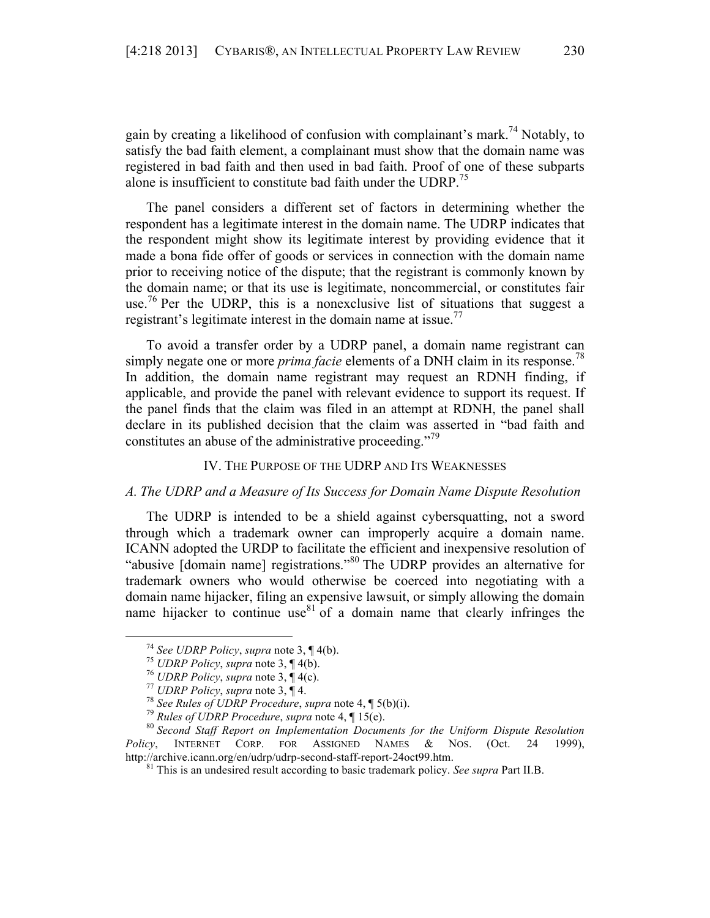gain by creating a likelihood of confusion with complainant's mark.[74] Notably, to satisfy the bad faith element, a complainant must show that the domain name was registered in bad faith and then used in bad faith. Proof of one of these subparts alone is insufficient to constitute bad faith under the UDRP.[75]

The panel considers a different set of factors in determining whether the respondent has a legitimate interest in the domain name. The UDRP indicates that the respondent might show its legitimate interest by providing evidence that it made a bona fide offer of goods or services in connection with the domain name prior to receiving notice of the dispute; that the registrant is commonly known by the domain name; or that its use is legitimate, noncommercial, or constitutes fair use.[76] Per the UDRP, this is a nonexclusive list of situations that suggest a registrant's legitimate interest in the domain name at issue.[77]

To avoid a transfer order by a UDRP panel, a domain name registrant can simply negate one or more *prima facie* elements of a DNH claim in its response.[78] In addition, the domain name registrant may request an RDNH finding, if applicable, and provide the panel with relevant evidence to support its request. If the panel finds that the claim was filed in an attempt at RDNH, the panel shall declare in its published decision that the claim was asserted in "bad faith and constitutes an abuse of the administrative proceeding."[79]

## IV. The Purpose of the UDRP and Its Weaknesses

### *A. The UDRP and a Measure of Its Success for Domain Name Dispute Resolution*

The UDRP is intended to be a shield against cybersquatting, not a sword through which a trademark owner can improperly acquire a domain name. ICANN adopted the URDP to facilitate the efficient and inexpensive resolution of "abusive [domain name] registrations."[80] The UDRP provides an alternative for trademark owners who would otherwise be coerced into negotiating with a domain name hijacker, filing an expensive lawsuit, or simply allowing the domain name hijacker to continue use[81] of a domain name that clearly infringes the

---

[74] *See UDRP Policy*, *supra* note 3, ¶ 4(b).

[75] *UDRP Policy*, *supra* note 3, ¶ 4(b).

[76] *UDRP Policy*, *supra* note 3, ¶ 4(c).

[77] *UDRP Policy*, *supra* note 3, ¶ 4.

[78] *See Rules of UDRP Procedure*, *supra* note 4, ¶ 5(b)(i).

[79] *Rules of UDRP Procedure*, *supra* note 4, ¶ 15(e).

[80] *Second Staff Report on Implementation Documents for the Uniform Dispute Resolution Policy*, INTERNET CORP. FOR ASSIGNED NAMES & NOS. (Oct. 24 1999), http://archive.icann.org/en/udrp/udrp-second-staff-report-24oct99.htm.

[81] This is an undesired result according to basic trademark policy. *See supra* Part II.B.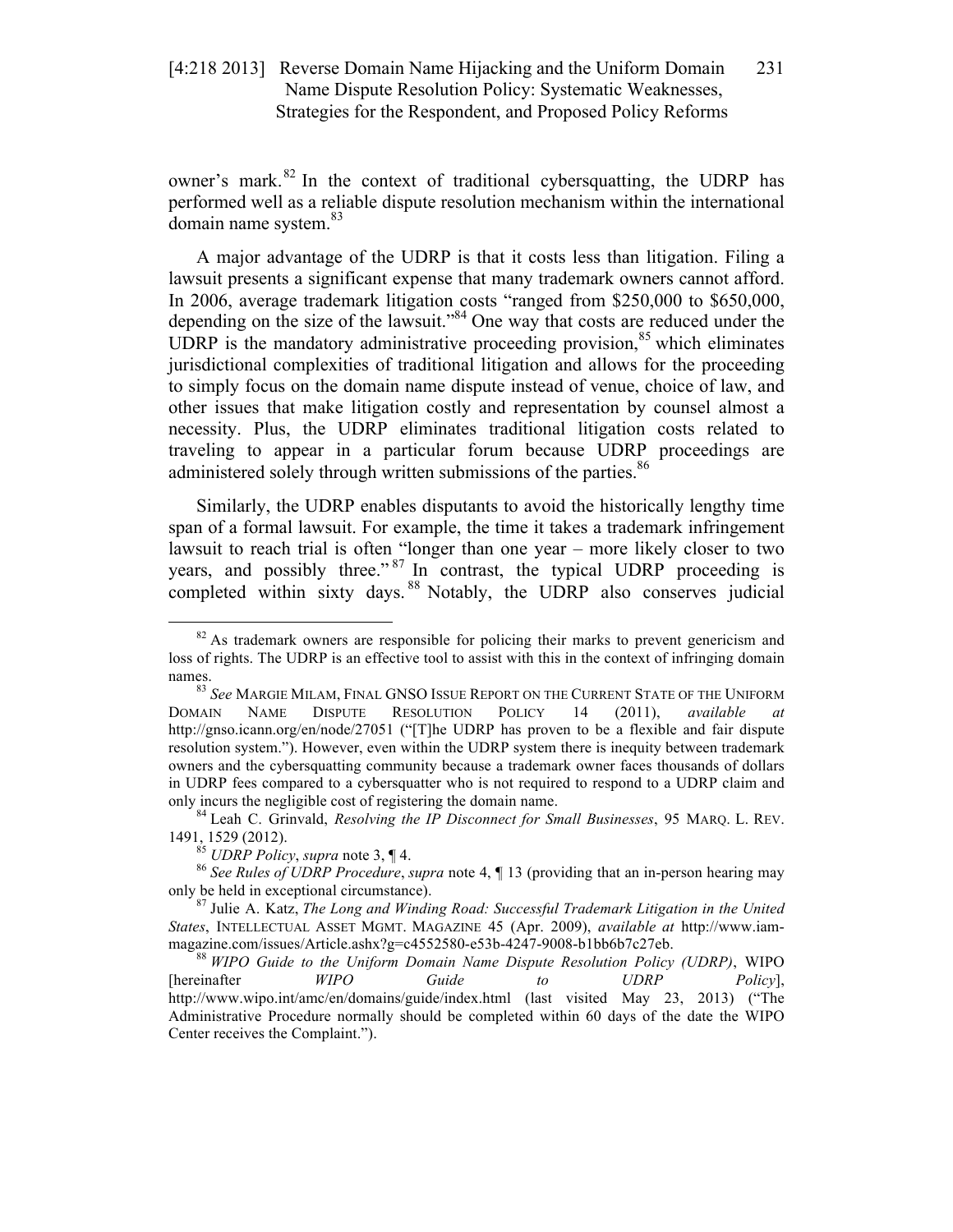owner's mark.[82] In the context of traditional cybersquatting, the UDRP has performed well as a reliable dispute resolution mechanism within the international domain name system.[83]

A major advantage of the UDRP is that it costs less than litigation. Filing a lawsuit presents a significant expense that many trademark owners cannot afford. In 2006, average trademark litigation costs "ranged from $250,000 to $650,000, depending on the size of the lawsuit."[84] One way that costs are reduced under the UDRP is the mandatory administrative proceeding provision,[85] which eliminates jurisdictional complexities of traditional litigation and allows for the proceeding to simply focus on the domain name dispute instead of venue, choice of law, and other issues that make litigation costly and representation by counsel almost a necessity. Plus, the UDRP eliminates traditional litigation costs related to traveling to appear in a particular forum because UDRP proceedings are administered solely through written submissions of the parties.[86]

Similarly, the UDRP enables disputants to avoid the historically lengthy time span of a formal lawsuit. For example, the time it takes a trademark infringement lawsuit to reach trial is often "longer than one year – more likely closer to two years, and possibly three."[87] In contrast, the typical UDRP proceeding is completed within sixty days.[88] Notably, the UDRP also conserves judicial

---

[82] As trademark owners are responsible for policing their marks to prevent genericism and loss of rights. The UDRP is an effective tool to assist with this in the context of infringing domain names.

[83] *See* MARGIE MILAM, FINAL GNSO ISSUE REPORT ON THE CURRENT STATE OF THE UNIFORM DOMAIN NAME DISPUTE RESOLUTION POLICY 14 (2011), *available at* http://gnso.icann.org/en/node/27051 ("[T]he UDRP has proven to be a flexible and fair dispute resolution system."). However, even within the UDRP system there is inequity between trademark owners and the cybersquatting community because a trademark owner faces thousands of dollars in UDRP fees compared to a cybersquatter who is not required to respond to a UDRP claim and only incurs the negligible cost of registering the domain name.

[84] Leah C. Grinvald, *Resolving the IP Disconnect for Small Businesses*, 95 MARQ. L. REV. 1491, 1529 (2012).

[85] *UDRP Policy*, *supra* note 3, ¶ 4.

[86] *See Rules of UDRP Procedure*, *supra* note 4, ¶ 13 (providing that an in-person hearing may only be held in exceptional circumstance).

[87] Julie A. Katz, *The Long and Winding Road: Successful Trademark Litigation in the United States*, INTELLECTUAL ASSET MGMT. MAGAZINE 45 (Apr. 2009), *available at* http://www.iam-magazine.com/issues/Article.ashx?g=c4552580-e53b-4247-9008-b1bb6b7c27eb.

[88] *WIPO Guide to the Uniform Domain Name Dispute Resolution Policy (UDRP)*, WIPO [hereinafter *WIPO Guide to UDRP Policy*], http://www.wipo.int/amc/en/domains/guide/index.html (last visited May 23, 2013) ("The Administrative Procedure normally should be completed within 60 days of the date the WIPO Center receives the Complaint.").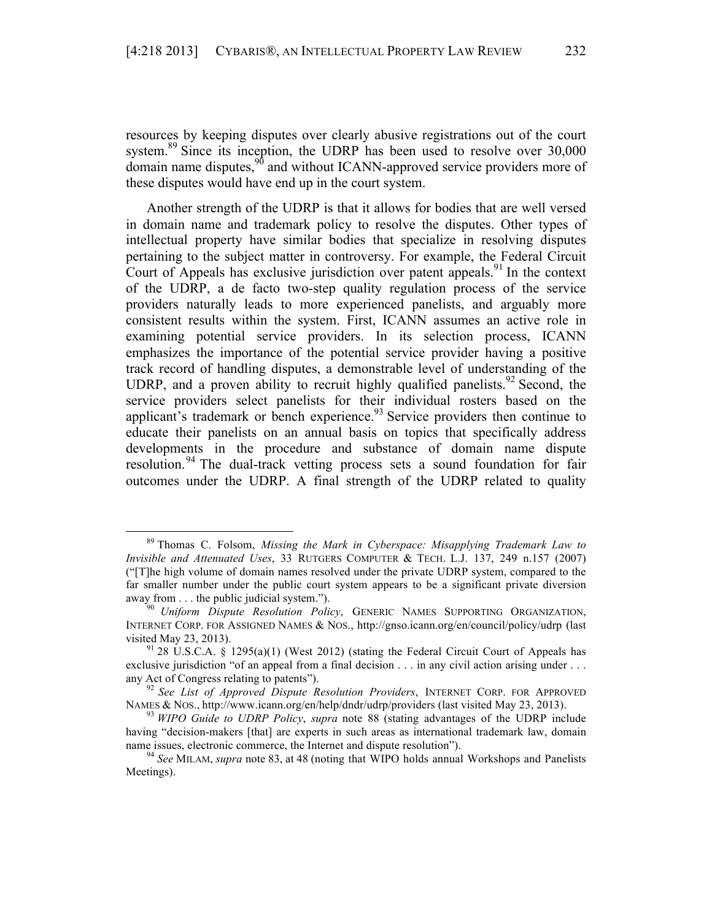resources by keeping disputes over clearly abusive registrations out of the court system.[89] Since its inception, the UDRP has been used to resolve over 30,000 domain name disputes,[90] and without ICANN-approved service providers more of these disputes would have end up in the court system.

Another strength of the UDRP is that it allows for bodies that are well versed in domain name and trademark policy to resolve the disputes. Other types of intellectual property have similar bodies that specialize in resolving disputes pertaining to the subject matter in controversy. For example, the Federal Circuit Court of Appeals has exclusive jurisdiction over patent appeals.[91] In the context of the UDRP, a de facto two-step quality regulation process of the service providers naturally leads to more experienced panelists, and arguably more consistent results within the system. First, ICANN assumes an active role in examining potential service providers. In its selection process, ICANN emphasizes the importance of the potential service provider having a positive track record of handling disputes, a demonstrable level of understanding of the UDRP, and a proven ability to recruit highly qualified panelists.[92] Second, the service providers select panelists for their individual rosters based on the applicant's trademark or bench experience.[93] Service providers then continue to educate their panelists on an annual basis on topics that specifically address developments in the procedure and substance of domain name dispute resolution.[94] The dual-track vetting process sets a sound foundation for fair outcomes under the UDRP. A final strength of the UDRP related to quality

---

[89] Thomas C. Folsom, *Missing the Mark in Cyberspace: Misapplying Trademark Law to Invisible and Attenuated Uses*, 33 RUTGERS COMPUTER & TECH. L.J. 137, 249 n.157 (2007) ("[T]he high volume of domain names resolved under the private UDRP system, compared to the far smaller number under the public court system appears to be a significant private diversion away from . . . the public judicial system.").

[90] *Uniform Dispute Resolution Policy*, GENERIC NAMES SUPPORTING ORGANIZATION, INTERNET CORP. FOR ASSIGNED NAMES & NOS., http://gnso.icann.org/en/council/policy/udrp (last visited May 23, 2013).

[91] 28 U.S.C.A. § 1295(a)(1) (West 2012) (stating the Federal Circuit Court of Appeals has exclusive jurisdiction "of an appeal from a final decision . . . in any civil action arising under . . . any Act of Congress relating to patents").

[92] *See List of Approved Dispute Resolution Providers*, INTERNET CORP. FOR APPROVED NAMES & NOS., http://www.icann.org/en/help/dndr/udrp/providers (last visited May 23, 2013).

[93] *WIPO Guide to UDRP Policy*, *supra* note 88 (stating advantages of the UDRP include having "decision-makers [that] are experts in such areas as international trademark law, domain name issues, electronic commerce, the Internet and dispute resolution").

[94] *See* MILAM, *supra* note 83, at 48 (noting that WIPO holds annual Workshops and Panelists Meetings).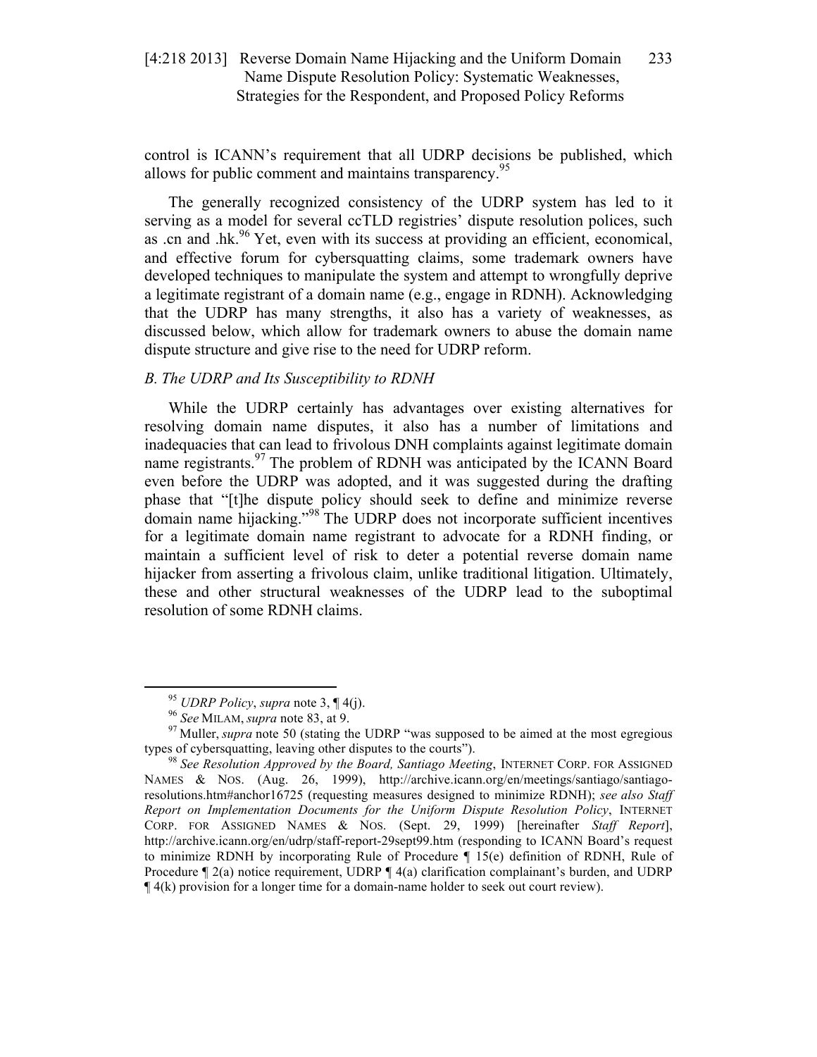control is ICANN's requirement that all UDRP decisions be published, which allows for public comment and maintains transparency.[95]

The generally recognized consistency of the UDRP system has led to it serving as a model for several ccTLD registries' dispute resolution polices, such as .cn and .hk.[96] Yet, even with its success at providing an efficient, economical, and effective forum for cybersquatting claims, some trademark owners have developed techniques to manipulate the system and attempt to wrongfully deprive a legitimate registrant of a domain name (e.g., engage in RDNH). Acknowledging that the UDRP has many strengths, it also has a variety of weaknesses, as discussed below, which allow for trademark owners to abuse the domain name dispute structure and give rise to the need for UDRP reform.

### *B. The UDRP and Its Susceptibility to RDNH*

While the UDRP certainly has advantages over existing alternatives for resolving domain name disputes, it also has a number of limitations and inadequacies that can lead to frivolous DNH complaints against legitimate domain name registrants.[97] The problem of RDNH was anticipated by the ICANN Board even before the UDRP was adopted, and it was suggested during the drafting phase that "[t]he dispute policy should seek to define and minimize reverse domain name hijacking."[98] The UDRP does not incorporate sufficient incentives for a legitimate domain name registrant to advocate for a RDNH finding, or maintain a sufficient level of risk to deter a potential reverse domain name hijacker from asserting a frivolous claim, unlike traditional litigation. Ultimately, these and other structural weaknesses of the UDRP lead to the suboptimal resolution of some RDNH claims.

---

[95] *UDRP Policy*, *supra* note 3, ¶ 4(j).

[96] *See* MILAM, *supra* note 83, at 9.

[97] Muller, *supra* note 50 (stating the UDRP "was supposed to be aimed at the most egregious types of cybersquatting, leaving other disputes to the courts").

[98] *See Resolution Approved by the Board, Santiago Meeting*, INTERNET CORP. FOR ASSIGNED NAMES & NOS. (Aug. 26, 1999), http://archive.icann.org/en/meetings/santiago/santiago-resolutions.htm#anchor16725 (requesting measures designed to minimize RDNH); *see also Staff Report on Implementation Documents for the Uniform Dispute Resolution Policy*, INTERNET CORP. FOR ASSIGNED NAMES & NOS. (Sept. 29, 1999) [hereinafter *Staff Report*], http://archive.icann.org/en/udrp/staff-report-29sept99.htm (responding to ICANN Board's request to minimize RDNH by incorporating Rule of Procedure ¶ 15(e) definition of RDNH, Rule of Procedure ¶ 2(a) notice requirement, UDRP ¶ 4(a) clarification complainant's burden, and UDRP ¶ 4(k) provision for a longer time for a domain-name holder to seek out court review).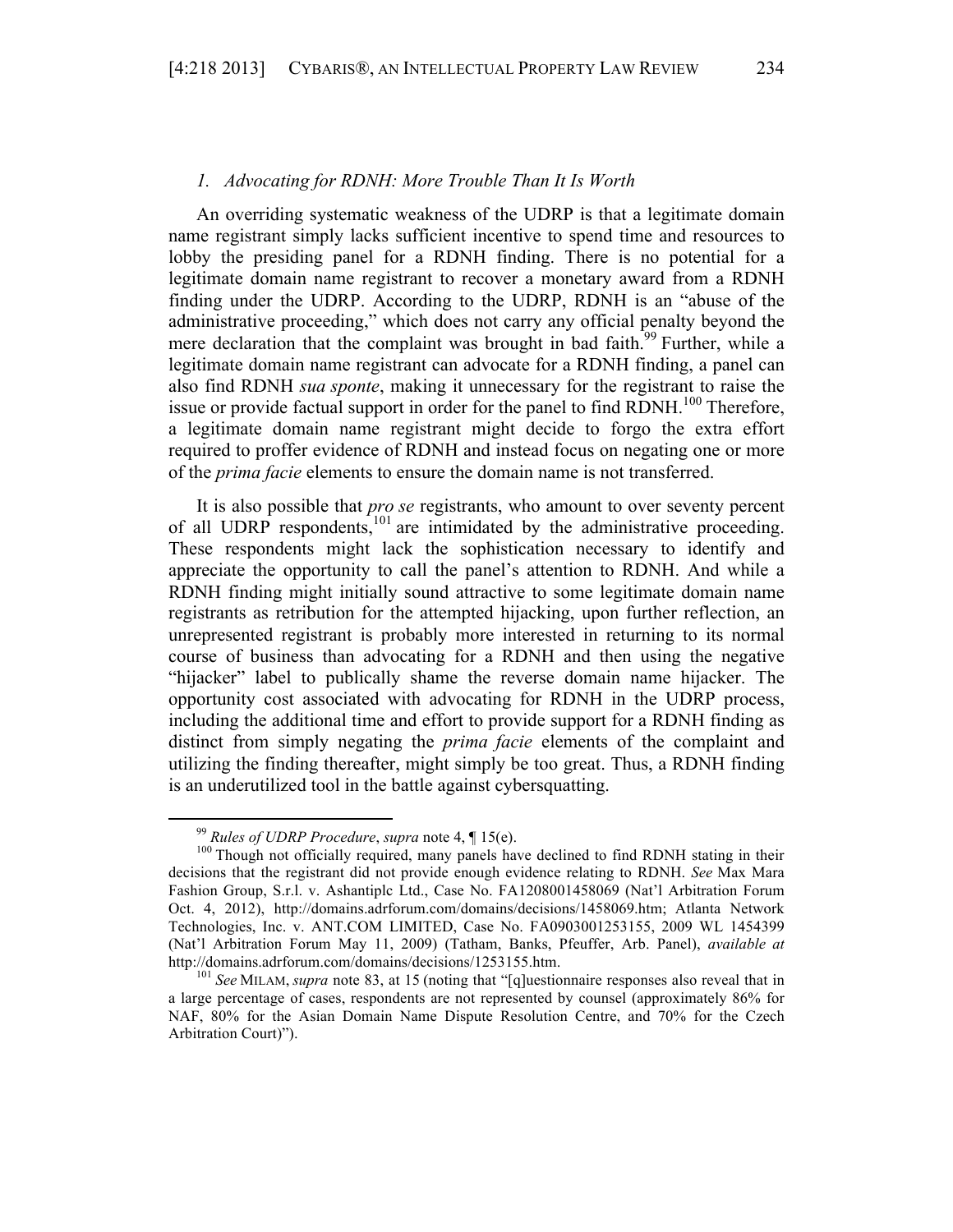### *1. Advocating for RDNH: More Trouble Than It Is Worth*

An overriding systematic weakness of the UDRP is that a legitimate domain name registrant simply lacks sufficient incentive to spend time and resources to lobby the presiding panel for a RDNH finding. There is no potential for a legitimate domain name registrant to recover a monetary award from a RDNH finding under the UDRP. According to the UDRP, RDNH is an "abuse of the administrative proceeding," which does not carry any official penalty beyond the mere declaration that the complaint was brought in bad faith.[99] Further, while a legitimate domain name registrant can advocate for a RDNH finding, a panel can also find RDNH *sua sponte*, making it unnecessary for the registrant to raise the issue or provide factual support in order for the panel to find RDNH.[100] Therefore, a legitimate domain name registrant might decide to forgo the extra effort required to proffer evidence of RDNH and instead focus on negating one or more of the *prima facie* elements to ensure the domain name is not transferred.

It is also possible that *pro se* registrants, who amount to over seventy percent of all UDRP respondents,[101] are intimidated by the administrative proceeding. These respondents might lack the sophistication necessary to identify and appreciate the opportunity to call the panel's attention to RDNH. And while a RDNH finding might initially sound attractive to some legitimate domain name registrants as retribution for the attempted hijacking, upon further reflection, an unrepresented registrant is probably more interested in returning to its normal course of business than advocating for a RDNH and then using the negative "hijacker" label to publically shame the reverse domain name hijacker. The opportunity cost associated with advocating for RDNH in the UDRP process, including the additional time and effort to provide support for a RDNH finding as distinct from simply negating the *prima facie* elements of the complaint and utilizing the finding thereafter, might simply be too great. Thus, a RDNH finding is an underutilized tool in the battle against cybersquatting.

---

[99] *Rules of UDRP Procedure*, *supra* note 4, ¶ 15(e).

[100] Though not officially required, many panels have declined to find RDNH stating in their decisions that the registrant did not provide enough evidence relating to RDNH. *See* Max Mara Fashion Group, S.r.l. v. Ashantiplc Ltd., Case No. FA1208001458069 (Nat'l Arbitration Forum Oct. 4, 2012), http://domains.adrforum.com/domains/decisions/1458069.htm; Atlanta Network Technologies, Inc. v. ANT.COM LIMITED, Case No. FA0903001253155, 2009 WL 1454399 (Nat'l Arbitration Forum May 11, 2009) (Tatham, Banks, Pfeuffer, Arb. Panel), *available at* http://domains.adrforum.com/domains/decisions/1253155.htm.

[101] *See* MILAM, *supra* note 83, at 15 (noting that "[q]uestionnaire responses also reveal that in a large percentage of cases, respondents are not represented by counsel (approximately 86% for NAF, 80% for the Asian Domain Name Dispute Resolution Centre, and 70% for the Czech Arbitration Court)").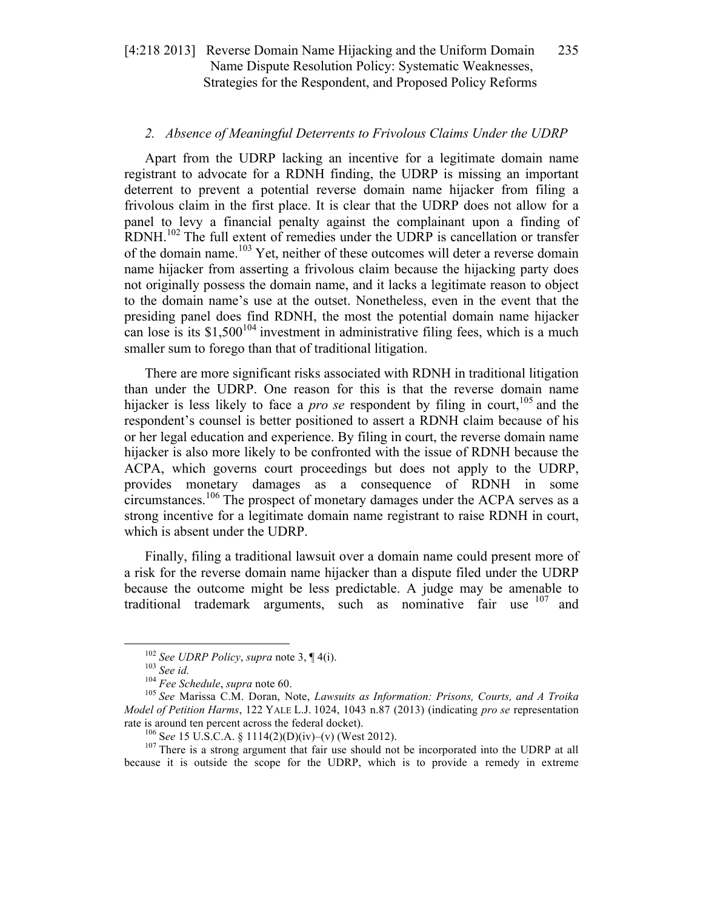### 2. *Absence of Meaningful Deterrents to Frivolous Claims Under the UDRP*

Apart from the UDRP lacking an incentive for a legitimate domain name registrant to advocate for a RDNH finding, the UDRP is missing an important deterrent to prevent a potential reverse domain name hijacker from filing a frivolous claim in the first place. It is clear that the UDRP does not allow for a panel to levy a financial penalty against the complainant upon a finding of RDNH.[102] The full extent of remedies under the UDRP is cancellation or transfer of the domain name.[103] Yet, neither of these outcomes will deter a reverse domain name hijacker from asserting a frivolous claim because the hijacking party does not originally possess the domain name, and it lacks a legitimate reason to object to the domain name's use at the outset. Nonetheless, even in the event that the presiding panel does find RDNH, the most the potential domain name hijacker can lose is its $1,500[104] investment in administrative filing fees, which is a much smaller sum to forego than that of traditional litigation.

There are more significant risks associated with RDNH in traditional litigation than under the UDRP. One reason for this is that the reverse domain name hijacker is less likely to face a *pro se* respondent by filing in court,[105] and the respondent's counsel is better positioned to assert a RDNH claim because of his or her legal education and experience. By filing in court, the reverse domain name hijacker is also more likely to be confronted with the issue of RDNH because the ACPA, which governs court proceedings but does not apply to the UDRP, provides monetary damages as a consequence of RDNH in some circumstances.[106] The prospect of monetary damages under the ACPA serves as a strong incentive for a legitimate domain name registrant to raise RDNH in court, which is absent under the UDRP.

Finally, filing a traditional lawsuit over a domain name could present more of a risk for the reverse domain name hijacker than a dispute filed under the UDRP because the outcome might be less predictable. A judge may be amenable to traditional trademark arguments, such as nominative fair use[107] and

---

[102] *See UDRP Policy*, *supra* note 3, ¶ 4(i).

[103] *See id.*

[104] *Fee Schedule*, *supra* note 60.

[105] *See* Marissa C.M. Doran, Note, *Lawsuits as Information: Prisons, Courts, and A Troika Model of Petition Harms*, 122 YALE L.J. 1024, 1043 n.87 (2013) (indicating *pro se* representation rate is around ten percent across the federal docket).

[106] S*ee* 15 U.S.C.A. § 1114(2)(D)(iv)–(v) (West 2012).

[107] There is a strong argument that fair use should not be incorporated into the UDRP at all because it is outside the scope for the UDRP, which is to provide a remedy in extreme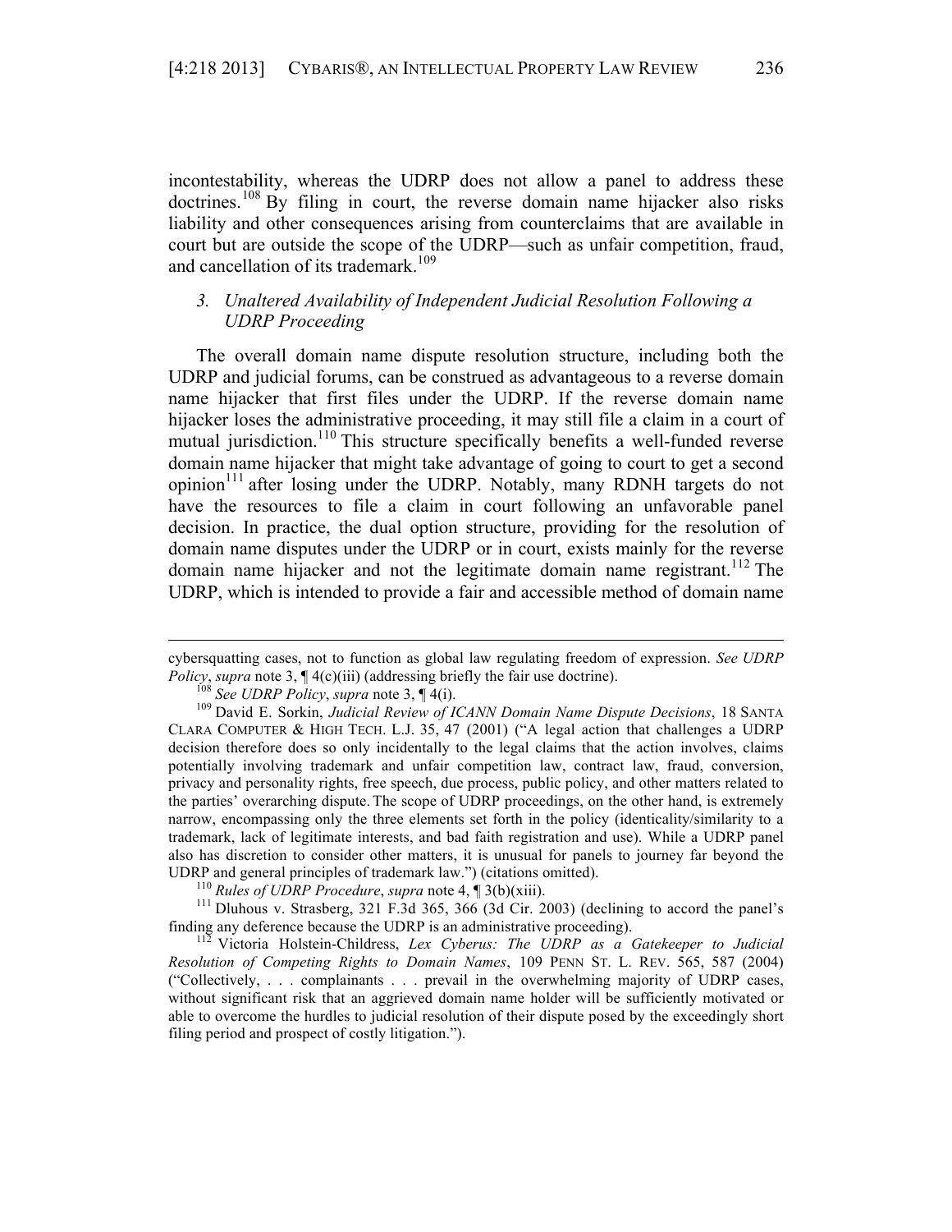incontestability, whereas the UDRP does not allow a panel to address these doctrines.[108] By filing in court, the reverse domain name hijacker also risks liability and other consequences arising from counterclaims that are available in court but are outside the scope of the UDRP—such as unfair competition, fraud, and cancellation of its trademark.[109]

### *3. Unaltered Availability of Independent Judicial Resolution Following a UDRP Proceeding*

The overall domain name dispute resolution structure, including both the UDRP and judicial forums, can be construed as advantageous to a reverse domain name hijacker that first files under the UDRP. If the reverse domain name hijacker loses the administrative proceeding, it may still file a claim in a court of mutual jurisdiction.[110] This structure specifically benefits a well-funded reverse domain name hijacker that might take advantage of going to court to get a second opinion[111] after losing under the UDRP. Notably, many RDNH targets do not have the resources to file a claim in court following an unfavorable panel decision. In practice, the dual option structure, providing for the resolution of domain name disputes under the UDRP or in court, exists mainly for the reverse domain name hijacker and not the legitimate domain name registrant.[112] The UDRP, which is intended to provide a fair and accessible method of domain name

---

cybersquatting cases, not to function as global law regulating freedom of expression. *See UDRP Policy*, *supra* note 3, ¶ 4(c)(iii) (addressing briefly the fair use doctrine).

[108] *See UDRP Policy*, *supra* note 3, ¶ 4(i).

[109] David E. Sorkin, *Judicial Review of ICANN Domain Name Dispute Decisions*, 18 SANTA CLARA COMPUTER & HIGH TECH. L.J. 35, 47 (2001) ("A legal action that challenges a UDRP decision therefore does so only incidentally to the legal claims that the action involves, claims potentially involving trademark and unfair competition law, contract law, fraud, conversion, privacy and personality rights, free speech, due process, public policy, and other matters related to the parties' overarching dispute. The scope of UDRP proceedings, on the other hand, is extremely narrow, encompassing only the three elements set forth in the policy (identicality/similarity to a trademark, lack of legitimate interests, and bad faith registration and use). While a UDRP panel also has discretion to consider other matters, it is unusual for panels to journey far beyond the UDRP and general principles of trademark law.") (citations omitted).

[110] *Rules of UDRP Procedure*, *supra* note 4, ¶ 3(b)(xiii).

[111] Dluhous v. Strasberg, 321 F.3d 365, 366 (3d Cir. 2003) (declining to accord the panel's finding any deference because the UDRP is an administrative proceeding).

[112] Victoria Holstein-Childress, *Lex Cyberus: The UDRP as a Gatekeeper to Judicial Resolution of Competing Rights to Domain Names*, 109 PENN ST. L. REV. 565, 587 (2004) ("Collectively, . . . complainants . . . prevail in the overwhelming majority of UDRP cases, without significant risk that an aggrieved domain name holder will be sufficiently motivated or able to overcome the hurdles to judicial resolution of their dispute posed by the exceedingly short filing period and prospect of costly litigation.").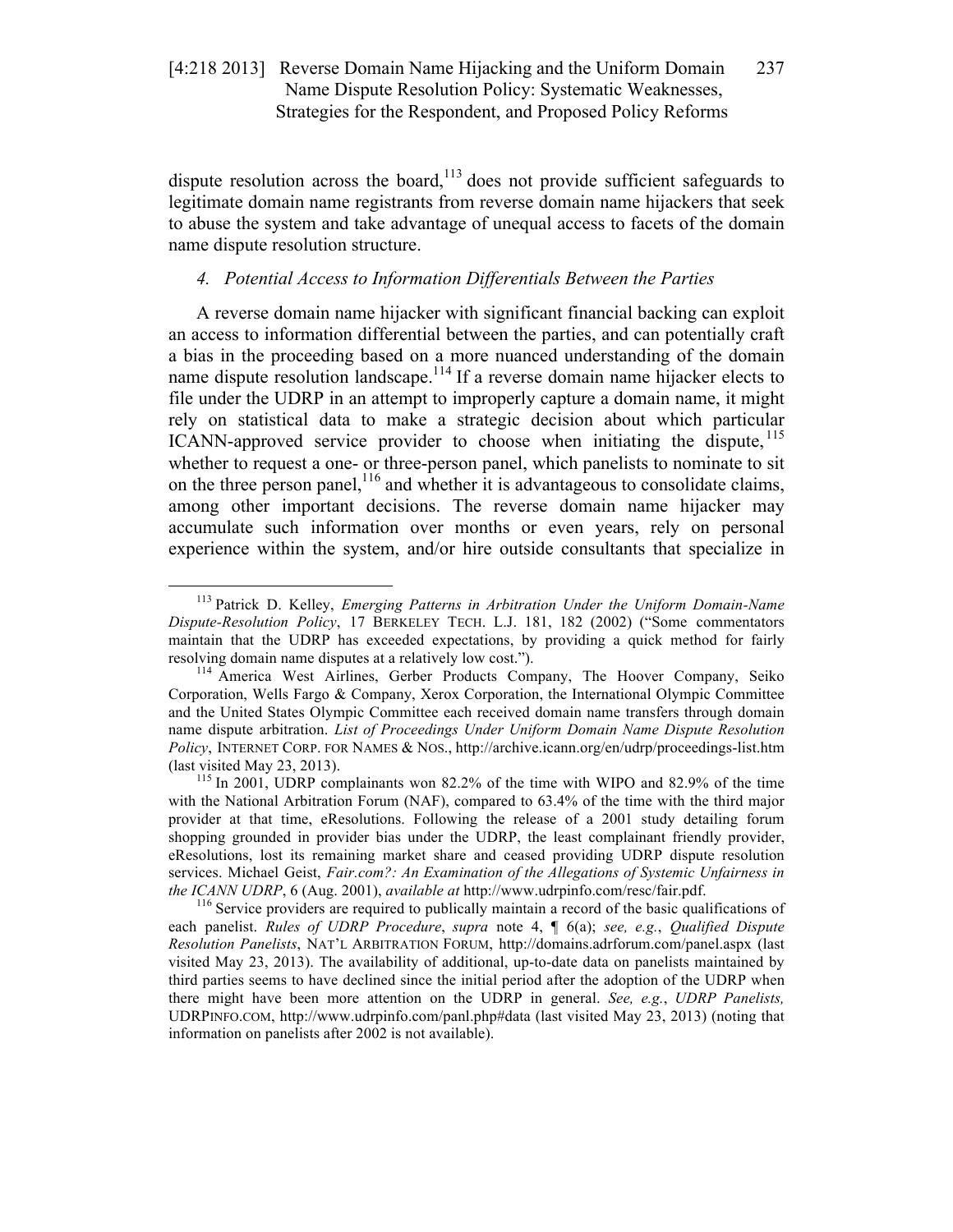dispute resolution across the board,[113] does not provide sufficient safeguards to legitimate domain name registrants from reverse domain name hijackers that seek to abuse the system and take advantage of unequal access to facets of the domain name dispute resolution structure.

#### *4. Potential Access to Information Differentials Between the Parties*

A reverse domain name hijacker with significant financial backing can exploit an access to information differential between the parties, and can potentially craft a bias in the proceeding based on a more nuanced understanding of the domain name dispute resolution landscape.[114] If a reverse domain name hijacker elects to file under the UDRP in an attempt to improperly capture a domain name, it might rely on statistical data to make a strategic decision about which particular ICANN-approved service provider to choose when initiating the dispute,[115] whether to request a one- or three-person panel, which panelists to nominate to sit on the three person panel,[116] and whether it is advantageous to consolidate claims, among other important decisions. The reverse domain name hijacker may accumulate such information over months or even years, rely on personal experience within the system, and/or hire outside consultants that specialize in

---

[113] Patrick D. Kelley, *Emerging Patterns in Arbitration Under the Uniform Domain-Name Dispute-Resolution Policy*, 17 BERKELEY TECH. L.J. 181, 182 (2002) ("Some commentators maintain that the UDRP has exceeded expectations, by providing a quick method for fairly resolving domain name disputes at a relatively low cost.").

[114] America West Airlines, Gerber Products Company, The Hoover Company, Seiko Corporation, Wells Fargo & Company, Xerox Corporation, the International Olympic Committee and the United States Olympic Committee each received domain name transfers through domain name dispute arbitration. *List of Proceedings Under Uniform Domain Name Dispute Resolution Policy*, INTERNET CORP. FOR NAMES & NOS., http://archive.icann.org/en/udrp/proceedings-list.htm (last visited May 23, 2013).

[115] In 2001, UDRP complainants won 82.2% of the time with WIPO and 82.9% of the time with the National Arbitration Forum (NAF), compared to 63.4% of the time with the third major provider at that time, eResolutions. Following the release of a 2001 study detailing forum shopping grounded in provider bias under the UDRP, the least complainant friendly provider, eResolutions, lost its remaining market share and ceased providing UDRP dispute resolution services. Michael Geist, *Fair.com?: An Examination of the Allegations of Systemic Unfairness in the ICANN UDRP*, 6 (Aug. 2001), *available at* http://www.udrpinfo.com/resc/fair.pdf.

[116] Service providers are required to publically maintain a record of the basic qualifications of each panelist. *Rules of UDRP Procedure*, *supra* note 4, ¶ 6(a); *see, e.g.*, *Qualified Dispute Resolution Panelists*, NAT'L ARBITRATION FORUM, http://domains.adrforum.com/panel.aspx (last visited May 23, 2013). The availability of additional, up-to-date data on panelists maintained by third parties seems to have declined since the initial period after the adoption of the UDRP when there might have been more attention on the UDRP in general. *See, e.g.*, *UDRP Panelists,* UDRPINFO.COM, http://www.udrpinfo.com/panl.php#data (last visited May 23, 2013) (noting that information on panelists after 2002 is not available).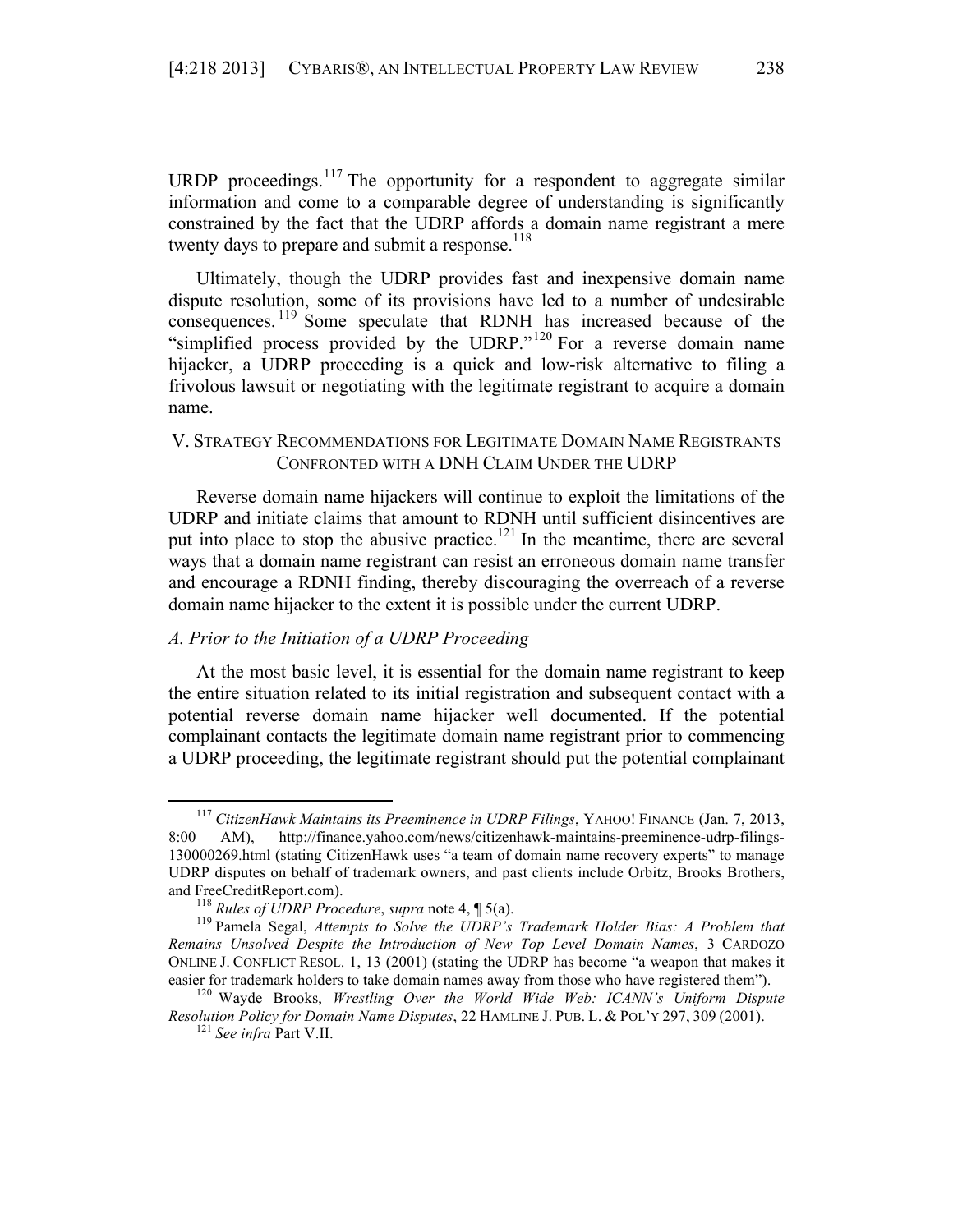URDP proceedings.[117] The opportunity for a respondent to aggregate similar information and come to a comparable degree of understanding is significantly constrained by the fact that the UDRP affords a domain name registrant a mere twenty days to prepare and submit a response.[118]

Ultimately, though the UDRP provides fast and inexpensive domain name dispute resolution, some of its provisions have led to a number of undesirable consequences.[119] Some speculate that RDNH has increased because of the "simplified process provided by the UDRP."[120] For a reverse domain name hijacker, a UDRP proceeding is a quick and low-risk alternative to filing a frivolous lawsuit or negotiating with the legitimate registrant to acquire a domain name.

## V. Strategy Recommendations for Legitimate Domain Name Registrants Confronted with a DNH Claim Under the UDRP

Reverse domain name hijackers will continue to exploit the limitations of the UDRP and initiate claims that amount to RDNH until sufficient disincentives are put into place to stop the abusive practice.[121] In the meantime, there are several ways that a domain name registrant can resist an erroneous domain name transfer and encourage a RDNH finding, thereby discouraging the overreach of a reverse domain name hijacker to the extent it is possible under the current UDRP.

### *A. Prior to the Initiation of a UDRP Proceeding*

At the most basic level, it is essential for the domain name registrant to keep the entire situation related to its initial registration and subsequent contact with a potential reverse domain name hijacker well documented. If the potential complainant contacts the legitimate domain name registrant prior to commencing a UDRP proceeding, the legitimate registrant should put the potential complainant

---

[117] *CitizenHawk Maintains its Preeminence in UDRP Filings*, YAHOO! FINANCE (Jan. 7, 2013, 8:00 AM), http://finance.yahoo.com/news/citizenhawk-maintains-preeminence-udrp-filings-130000269.html (stating CitizenHawk uses "a team of domain name recovery experts" to manage UDRP disputes on behalf of trademark owners, and past clients include Orbitz, Brooks Brothers, and FreeCreditReport.com).

[118] *Rules of UDRP Procedure*, *supra* note 4, ¶ 5(a).

[119] Pamela Segal, *Attempts to Solve the UDRP's Trademark Holder Bias: A Problem that Remains Unsolved Despite the Introduction of New Top Level Domain Names*, 3 CARDOZO ONLINE J. CONFLICT RESOL. 1, 13 (2001) (stating the UDRP has become "a weapon that makes it easier for trademark holders to take domain names away from those who have registered them").

[120] Wayde Brooks, *Wrestling Over the World Wide Web: ICANN's Uniform Dispute Resolution Policy for Domain Name Disputes*, 22 HAMLINE J. PUB. L. & POL'Y 297, 309 (2001).

[121] *See infra* Part V.II.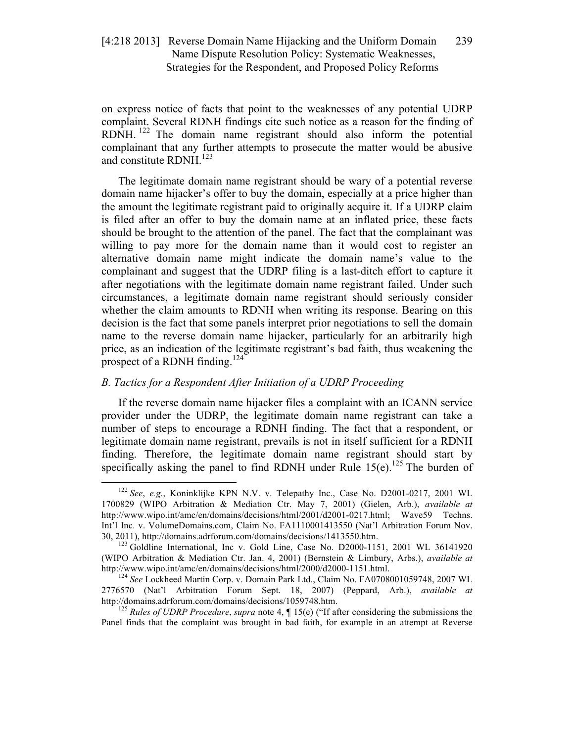on express notice of facts that point to the weaknesses of any potential UDRP complaint. Several RDNH findings cite such notice as a reason for the finding of RDNH.[122] The domain name registrant should also inform the potential complainant that any further attempts to prosecute the matter would be abusive and constitute RDNH.[123]

The legitimate domain name registrant should be wary of a potential reverse domain name hijacker's offer to buy the domain, especially at a price higher than the amount the legitimate registrant paid to originally acquire it. If a UDRP claim is filed after an offer to buy the domain name at an inflated price, these facts should be brought to the attention of the panel. The fact that the complainant was willing to pay more for the domain name than it would cost to register an alternative domain name might indicate the domain name's value to the complainant and suggest that the UDRP filing is a last-ditch effort to capture it after negotiations with the legitimate domain name registrant failed. Under such circumstances, a legitimate domain name registrant should seriously consider whether the claim amounts to RDNH when writing its response. Bearing on this decision is the fact that some panels interpret prior negotiations to sell the domain name to the reverse domain name hijacker, particularly for an arbitrarily high price, as an indication of the legitimate registrant's bad faith, thus weakening the prospect of a RDNH finding.[124]

### *B. Tactics for a Respondent After Initiation of a UDRP Proceeding*

If the reverse domain name hijacker files a complaint with an ICANN service provider under the UDRP, the legitimate domain name registrant can take a number of steps to encourage a RDNH finding. The fact that a respondent, or legitimate domain name registrant, prevails is not in itself sufficient for a RDNH finding. Therefore, the legitimate domain name registrant should start by specifically asking the panel to find RDNH under Rule 15(e).[125] The burden of

---

[122] *See*, *e.g.*, Koninklijke KPN N.V. v. Telepathy Inc., Case No. D2001-0217, 2001 WL 1700829 (WIPO Arbitration & Mediation Ctr. May 7, 2001) (Gielen, Arb.), *available at* http://www.wipo.int/amc/en/domains/decisions/html/2001/d2001-0217.html; Wave59 Techns. Int'l Inc. v. VolumeDomains.com, Claim No. FA1110001413550 (Nat'l Arbitration Forum Nov. 30, 2011), http://domains.adrforum.com/domains/decisions/1413550.htm.

[123] Goldline International, Inc v. Gold Line, Case No. D2000-1151, 2001 WL 36141920 (WIPO Arbitration & Mediation Ctr. Jan. 4, 2001) (Bernstein & Limbury, Arbs.), *available at* http://www.wipo.int/amc/en/domains/decisions/html/2000/d2000-1151.html.

[124] *See* Lockheed Martin Corp. v. Domain Park Ltd., Claim No. FA0708001059748, 2007 WL 2776570 (Nat'l Arbitration Forum Sept. 18, 2007) (Peppard, Arb.), *available at* http://domains.adrforum.com/domains/decisions/1059748.htm.

[125] *Rules of UDRP Procedure*, *supra* note 4, ¶ 15(e) ("If after considering the submissions the Panel finds that the complaint was brought in bad faith, for example in an attempt at Reverse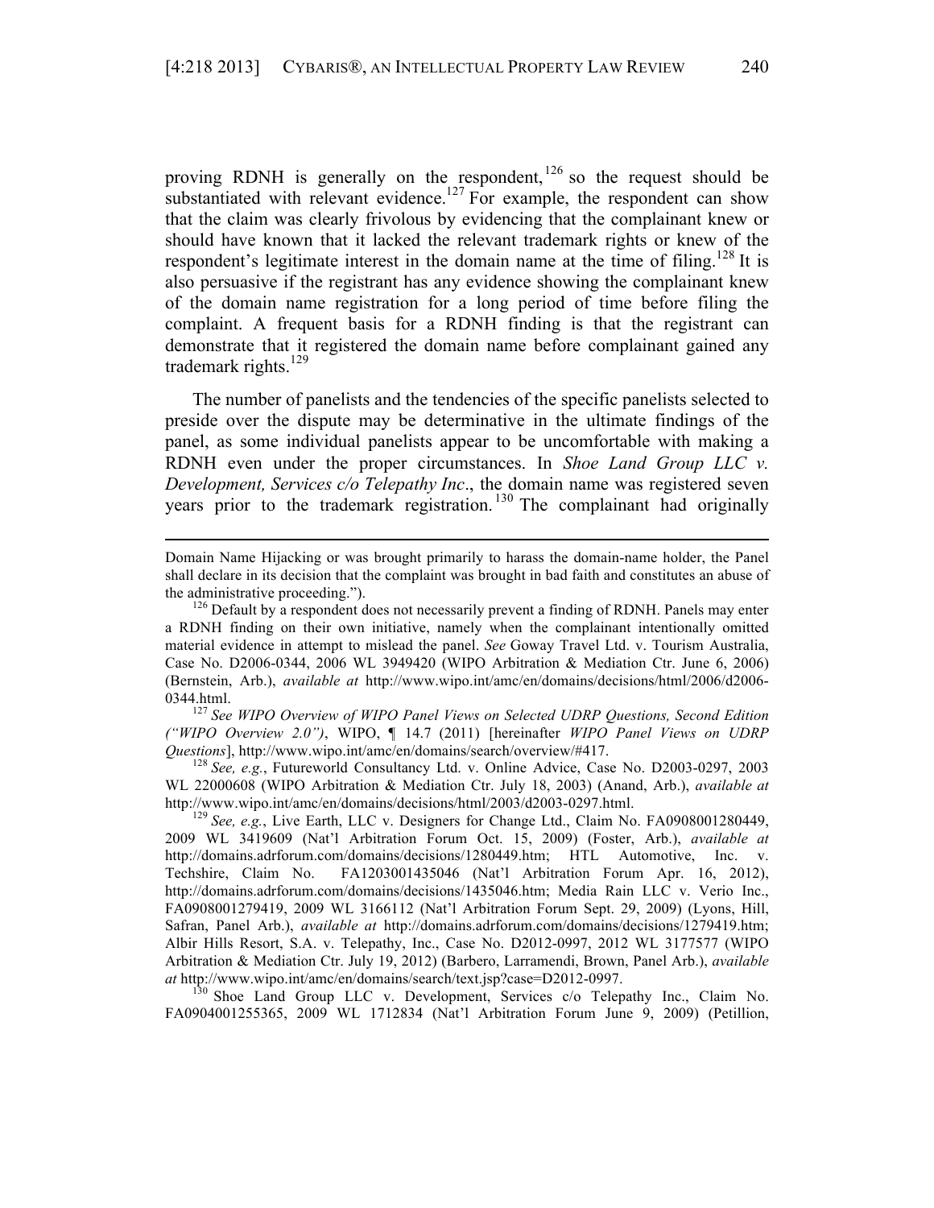proving RDNH is generally on the respondent,[126] so the request should be substantiated with relevant evidence.[127] For example, the respondent can show that the claim was clearly frivolous by evidencing that the complainant knew or should have known that it lacked the relevant trademark rights or knew of the respondent's legitimate interest in the domain name at the time of filing.[128] It is also persuasive if the registrant has any evidence showing the complainant knew of the domain name registration for a long period of time before filing the complaint. A frequent basis for a RDNH finding is that the registrant can demonstrate that it registered the domain name before complainant gained any trademark rights.[129]

The number of panelists and the tendencies of the specific panelists selected to preside over the dispute may be determinative in the ultimate findings of the panel, as some individual panelists appear to be uncomfortable with making a RDNH even under the proper circumstances. In *Shoe Land Group LLC v. Development, Services c/o Telepathy Inc*., the domain name was registered seven years prior to the trademark registration.[130] The complainant had originally

---

Domain Name Hijacking or was brought primarily to harass the domain-name holder, the Panel shall declare in its decision that the complaint was brought in bad faith and constitutes an abuse of the administrative proceeding.").

[126] Default by a respondent does not necessarily prevent a finding of RDNH. Panels may enter a RDNH finding on their own initiative, namely when the complainant intentionally omitted material evidence in attempt to mislead the panel. *See* Goway Travel Ltd. v. Tourism Australia, Case No. D2006-0344, 2006 WL 3949420 (WIPO Arbitration & Mediation Ctr. June 6, 2006) (Bernstein, Arb.), *available at* http://www.wipo.int/amc/en/domains/decisions/html/2006/d2006-0344.html.

[127] *See WIPO Overview of WIPO Panel Views on Selected UDRP Questions, Second Edition ("WIPO Overview 2.0")*, WIPO, ¶ 14.7 (2011) [hereinafter *WIPO Panel Views on UDRP Questions*], http://www.wipo.int/amc/en/domains/search/overview/#417.

[128] *See, e.g.*, Futureworld Consultancy Ltd. v. Online Advice, Case No. D2003-0297, 2003 WL 22000608 (WIPO Arbitration & Mediation Ctr. July 18, 2003) (Anand, Arb.), *available at* http://www.wipo.int/amc/en/domains/decisions/html/2003/d2003-0297.html.

[129] *See, e.g.*, Live Earth, LLC v. Designers for Change Ltd., Claim No. FA0908001280449, 2009 WL 3419609 (Nat'l Arbitration Forum Oct. 15, 2009) (Foster, Arb.), *available at* http://domains.adrforum.com/domains/decisions/1280449.htm; HTL Automotive, Inc. v. Techshire, Claim No. FA1203001435046 (Nat'l Arbitration Forum Apr. 16, 2012), http://domains.adrforum.com/domains/decisions/1435046.htm; Media Rain LLC v. Verio Inc., FA0908001279419, 2009 WL 3166112 (Nat'l Arbitration Forum Sept. 29, 2009) (Lyons, Hill, Safran, Panel Arb.), *available at* http://domains.adrforum.com/domains/decisions/1279419.htm; Albir Hills Resort, S.A. v. Telepathy, Inc., Case No. D2012-0997, 2012 WL 3177577 (WIPO Arbitration & Mediation Ctr. July 19, 2012) (Barbero, Larramendi, Brown, Panel Arb.), *available at* http://www.wipo.int/amc/en/domains/search/text.jsp?case=D2012-0997.

[130] Shoe Land Group LLC v. Development, Services c/o Telepathy Inc., Claim No. FA0904001255365, 2009 WL 1712834 (Nat'l Arbitration Forum June 9, 2009) (Petillion,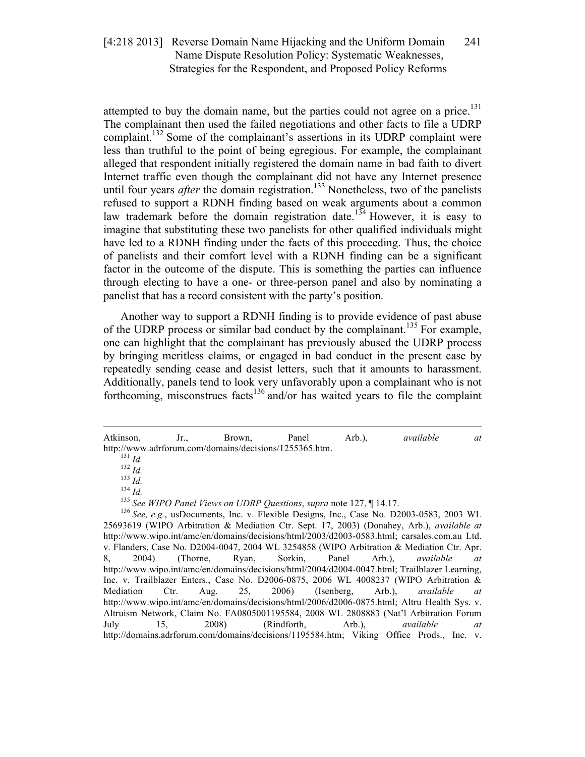attempted to buy the domain name, but the parties could not agree on a price.[131] The complainant then used the failed negotiations and other facts to file a UDRP complaint.[132] Some of the complainant's assertions in its UDRP complaint were less than truthful to the point of being egregious. For example, the complainant alleged that respondent initially registered the domain name in bad faith to divert Internet traffic even though the complainant did not have any Internet presence until four years *after* the domain registration.[133] Nonetheless, two of the panelists refused to support a RDNH finding based on weak arguments about a common law trademark before the domain registration date.[134] However, it is easy to imagine that substituting these two panelists for other qualified individuals might have led to a RDNH finding under the facts of this proceeding. Thus, the choice of panelists and their comfort level with a RDNH finding can be a significant factor in the outcome of the dispute. This is something the parties can influence through electing to have a one- or three-person panel and also by nominating a panelist that has a record consistent with the party's position.

Another way to support a RDNH finding is to provide evidence of past abuse of the UDRP process or similar bad conduct by the complainant.[135] For example, one can highlight that the complainant has previously abused the UDRP process by bringing meritless claims, or engaged in bad conduct in the present case by repeatedly sending cease and desist letters, such that it amounts to harassment. Additionally, panels tend to look very unfavorably upon a complainant who is not forthcoming, misconstrues facts[136] and/or has waited years to file the complaint

---

Atkinson, Jr., Brown, Panel Arb.), *available at* http://www.adrforum.com/domains/decisions/1255365.htm.

[131] *Id.*

[132] *Id.*

[133] *Id.*

[134] *Id.*

[135] *See WIPO Panel Views on UDRP Questions*, *supra* note 127, ¶ 14.17.

[136] *See, e.g.*, usDocuments, Inc. v. Flexible Designs, Inc., Case No. D2003-0583, 2003 WL 25693619 (WIPO Arbitration & Mediation Ctr. Sept. 17, 2003) (Donahey, Arb.), *available at* http://www.wipo.int/amc/en/domains/decisions/html/2003/d2003-0583.html; carsales.com.au Ltd. v. Flanders, Case No. D2004-0047, 2004 WL 3254858 (WIPO Arbitration & Mediation Ctr. Apr. 8, 2004) (Thorne, Ryan, Sorkin, Panel Arb.), *available at* http://www.wipo.int/amc/en/domains/decisions/html/2004/d2004-0047.html; Trailblazer Learning, Inc. v. Trailblazer Enters., Case No. D2006-0875, 2006 WL 4008237 (WIPO Arbitration & Mediation Ctr. Aug. 25, 2006) (Isenberg, Arb.), *available at* http://www.wipo.int/amc/en/domains/decisions/html/2006/d2006-0875.html; Altru Health Sys. v. Altruism Network, Claim No. FA0805001195584, 2008 WL 2808883 (Nat'l Arbitration Forum July 15, 2008) (Rindforth, Arb.), *available at* http://domains.adrforum.com/domains/decisions/1195584.htm; Viking Office Prods., Inc. v.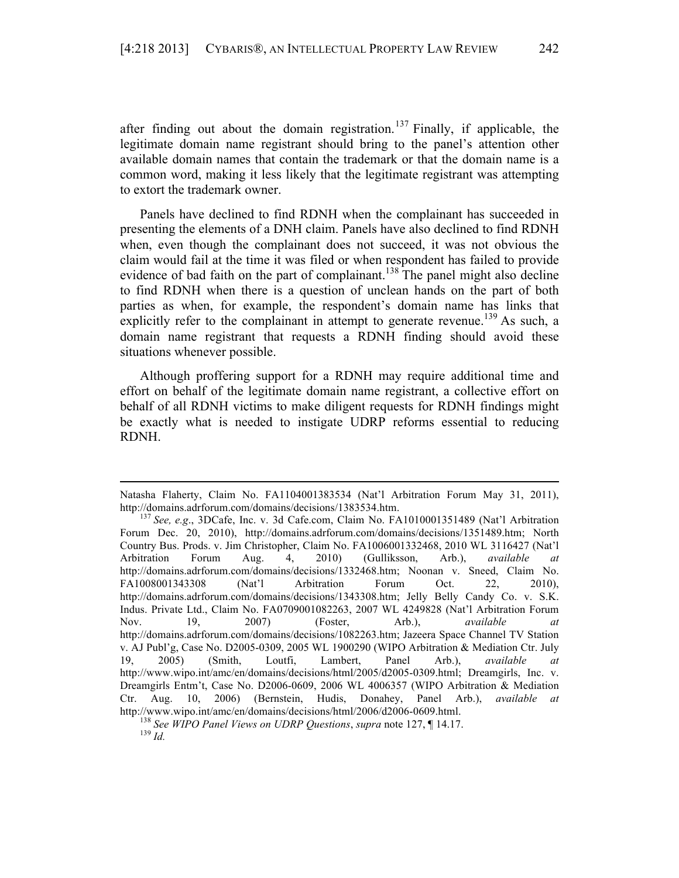after finding out about the domain registration.[137] Finally, if applicable, the legitimate domain name registrant should bring to the panel's attention other available domain names that contain the trademark or that the domain name is a common word, making it less likely that the legitimate registrant was attempting to extort the trademark owner.

Panels have declined to find RDNH when the complainant has succeeded in presenting the elements of a DNH claim. Panels have also declined to find RDNH when, even though the complainant does not succeed, it was not obvious the claim would fail at the time it was filed or when respondent has failed to provide evidence of bad faith on the part of complainant.[138] The panel might also decline to find RDNH when there is a question of unclean hands on the part of both parties as when, for example, the respondent's domain name has links that explicitly refer to the complainant in attempt to generate revenue.[139] As such, a domain name registrant that requests a RDNH finding should avoid these situations whenever possible.

Although proffering support for a RDNH may require additional time and effort on behalf of the legitimate domain name registrant, a collective effort on behalf of all RDNH victims to make diligent requests for RDNH findings might be exactly what is needed to instigate UDRP reforms essential to reducing RDNH.

---

Natasha Flaherty, Claim No. FA1104001383534 (Nat'l Arbitration Forum May 31, 2011), http://domains.adrforum.com/domains/decisions/1383534.htm.

[137] *See, e.g*., 3DCafe, Inc. v. 3d Cafe.com, Claim No. FA1010001351489 (Nat'l Arbitration Forum Dec. 20, 2010), http://domains.adrforum.com/domains/decisions/1351489.htm; North Country Bus. Prods. v. Jim Christopher, Claim No. FA1006001332468, 2010 WL 3116427 (Nat'l Arbitration Forum Aug. 4, 2010) (Gulliksson, Arb.), *available at* http://domains.adrforum.com/domains/decisions/1332468.htm; Noonan v. Sneed, Claim No. FA1008001343308 (Nat'l Arbitration Forum Oct. 22, 2010), http://domains.adrforum.com/domains/decisions/1343308.htm; Jelly Belly Candy Co. v. S.K. Indus. Private Ltd., Claim No. FA0709001082263, 2007 WL 4249828 (Nat'l Arbitration Forum Nov. 19, 2007) (Foster, Arb.), *available at* http://domains.adrforum.com/domains/decisions/1082263.htm; Jazeera Space Channel TV Station v. AJ Publ'g, Case No. D2005-0309, 2005 WL 1900290 (WIPO Arbitration & Mediation Ctr. July 19, 2005) (Smith, Loutfi, Lambert, Panel Arb.), *available at* http://www.wipo.int/amc/en/domains/decisions/html/2005/d2005-0309.html; Dreamgirls, Inc. v. Dreamgirls Entm't, Case No. D2006-0609, 2006 WL 4006357 (WIPO Arbitration & Mediation Ctr. Aug. 10, 2006) (Bernstein, Hudis, Donahey, Panel Arb.), *available at* http://www.wipo.int/amc/en/domains/decisions/html/2006/d2006-0609.html.

[138] *See WIPO Panel Views on UDRP Questions*, *supra* note 127, ¶ 14.17.

[139] *Id.*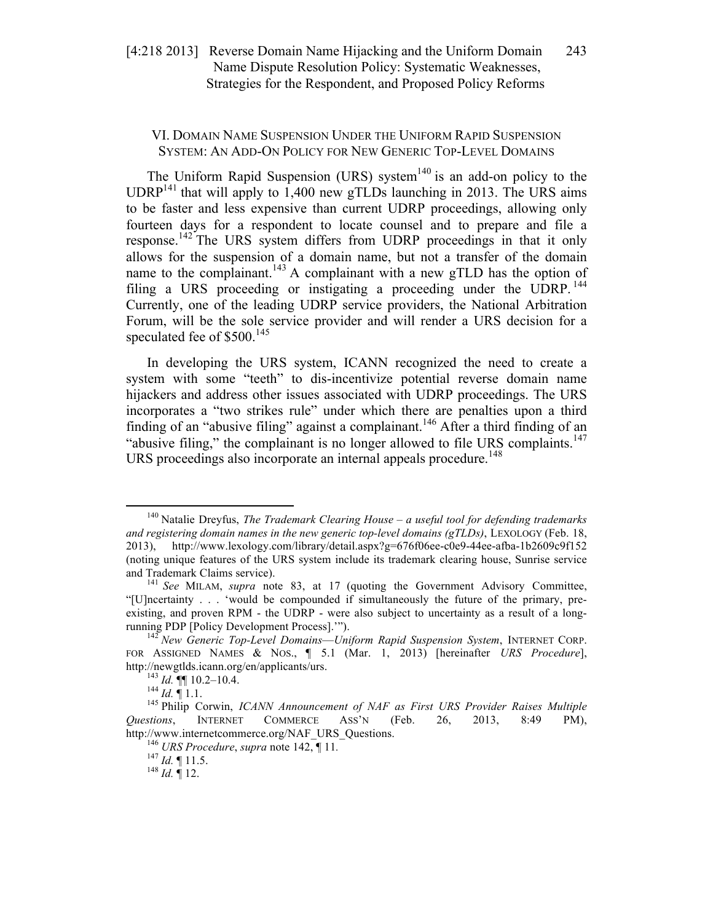## VI. Domain Name Suspension Under the Uniform Rapid Suspension System: An Add-On Policy for New Generic Top-Level Domains

The Uniform Rapid Suspension (URS) system[140] is an add-on policy to the UDRP[141] that will apply to 1,400 new gTLDs launching in 2013. The URS aims to be faster and less expensive than current UDRP proceedings, allowing only fourteen days for a respondent to locate counsel and to prepare and file a response.[142] The URS system differs from UDRP proceedings in that it only allows for the suspension of a domain name, but not a transfer of the domain name to the complainant.[143] A complainant with a new gTLD has the option of filing a URS proceeding or instigating a proceeding under the UDRP.[144] Currently, one of the leading UDRP service providers, the National Arbitration Forum, will be the sole service provider and will render a URS decision for a speculated fee of $500.[145]

In developing the URS system, ICANN recognized the need to create a system with some "teeth" to dis-incentivize potential reverse domain name hijackers and address other issues associated with UDRP proceedings. The URS incorporates a "two strikes rule" under which there are penalties upon a third finding of an "abusive filing" against a complainant.[146] After a third finding of an "abusive filing," the complainant is no longer allowed to file URS complaints.[147] URS proceedings also incorporate an internal appeals procedure.[148]

---

[140] Natalie Dreyfus, *The Trademark Clearing House – a useful tool for defending trademarks and registering domain names in the new generic top-level domains (gTLDs)*, LEXOLOGY (Feb. 18, 2013), http://www.lexology.com/library/detail.aspx?g=676f06ee-c0e9-44ee-afba-1b2609c9f152 (noting unique features of the URS system include its trademark clearing house, Sunrise service and Trademark Claims service).

[141] *See* MILAM, *supra* note 83, at 17 (quoting the Government Advisory Committee, "[U]ncertainty . . . 'would be compounded if simultaneously the future of the primary, pre-existing, and proven RPM - the UDRP - were also subject to uncertainty as a result of a long-running PDP [Policy Development Process].'").

[142] *New Generic Top-Level Domains—Uniform Rapid Suspension System*, INTERNET CORP. FOR ASSIGNED NAMES & NOS., ¶ 5.1 (Mar. 1, 2013) [hereinafter *URS Procedure*], http://newgtlds.icann.org/en/applicants/urs.

[143] *Id.* ¶¶ 10.2–10.4.

[144] *Id.* ¶ 1.1.

[145] Philip Corwin, *ICANN Announcement of NAF as First URS Provider Raises Multiple Questions*, INTERNET COMMERCE ASS'N (Feb. 26, 2013, 8:49 PM), http://www.internetcommerce.org/NAF_URS_Questions.

[146] *URS Procedure*, *supra* note 142, ¶ 11.

[147] *Id.* ¶ 11.5.

[148] *Id.* ¶ 12.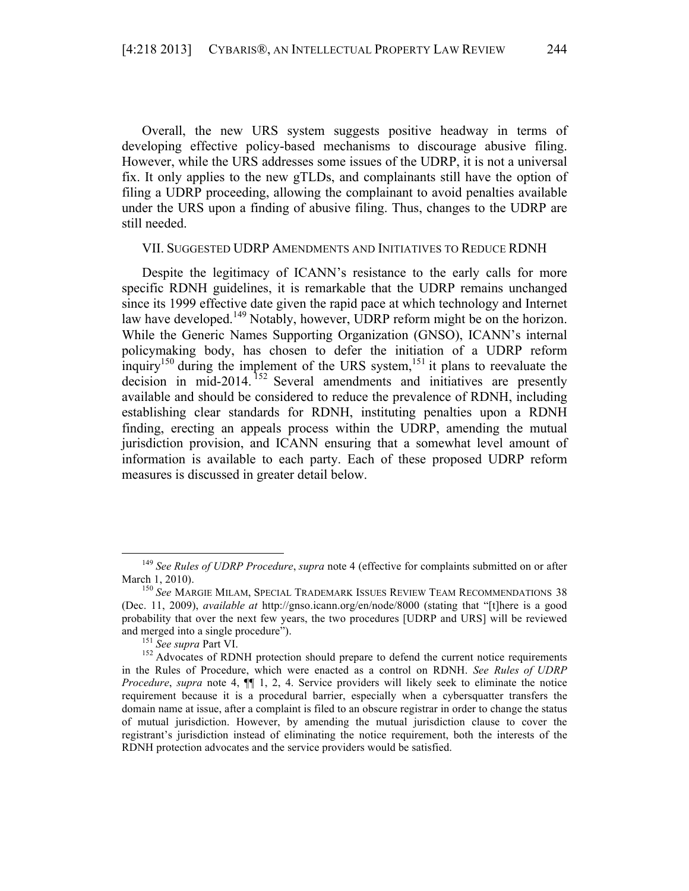Overall, the new URS system suggests positive headway in terms of developing effective policy-based mechanisms to discourage abusive filing. However, while the URS addresses some issues of the UDRP, it is not a universal fix. It only applies to the new gTLDs, and complainants still have the option of filing a UDRP proceeding, allowing the complainant to avoid penalties available under the URS upon a finding of abusive filing. Thus, changes to the UDRP are still needed.

## VII. SUGGESTED UDRP AMENDMENTS AND INITIATIVES TO REDUCE RDNH

Despite the legitimacy of ICANN's resistance to the early calls for more specific RDNH guidelines, it is remarkable that the UDRP remains unchanged since its 1999 effective date given the rapid pace at which technology and Internet law have developed.[149] Notably, however, UDRP reform might be on the horizon. While the Generic Names Supporting Organization (GNSO), ICANN's internal policymaking body, has chosen to defer the initiation of a UDRP reform inquiry[150] during the implement of the URS system,[151] it plans to reevaluate the decision in mid-2014.[152] Several amendments and initiatives are presently available and should be considered to reduce the prevalence of RDNH, including establishing clear standards for RDNH, instituting penalties upon a RDNH finding, erecting an appeals process within the UDRP, amending the mutual jurisdiction provision, and ICANN ensuring that a somewhat level amount of information is available to each party. Each of these proposed UDRP reform measures is discussed in greater detail below.

---

[149] *See Rules of UDRP Procedure*, *supra* note 4 (effective for complaints submitted on or after March 1, 2010).

[150] *See* MARGIE MILAM, SPECIAL TRADEMARK ISSUES REVIEW TEAM RECOMMENDATIONS 38 (Dec. 11, 2009), *available at* http://gnso.icann.org/en/node/8000 (stating that "[t]here is a good probability that over the next few years, the two procedures [UDRP and URS] will be reviewed and merged into a single procedure").

[151] *See supra* Part VI.

[152] Advocates of RDNH protection should prepare to defend the current notice requirements in the Rules of Procedure, which were enacted as a control on RDNH. *See Rules of UDRP Procedure*, *supra* note 4, ¶¶ 1, 2, 4. Service providers will likely seek to eliminate the notice requirement because it is a procedural barrier, especially when a cybersquatter transfers the domain name at issue, after a complaint is filed to an obscure registrar in order to change the status of mutual jurisdiction. However, by amending the mutual jurisdiction clause to cover the registrant's jurisdiction instead of eliminating the notice requirement, both the interests of the RDNH protection advocates and the service providers would be satisfied.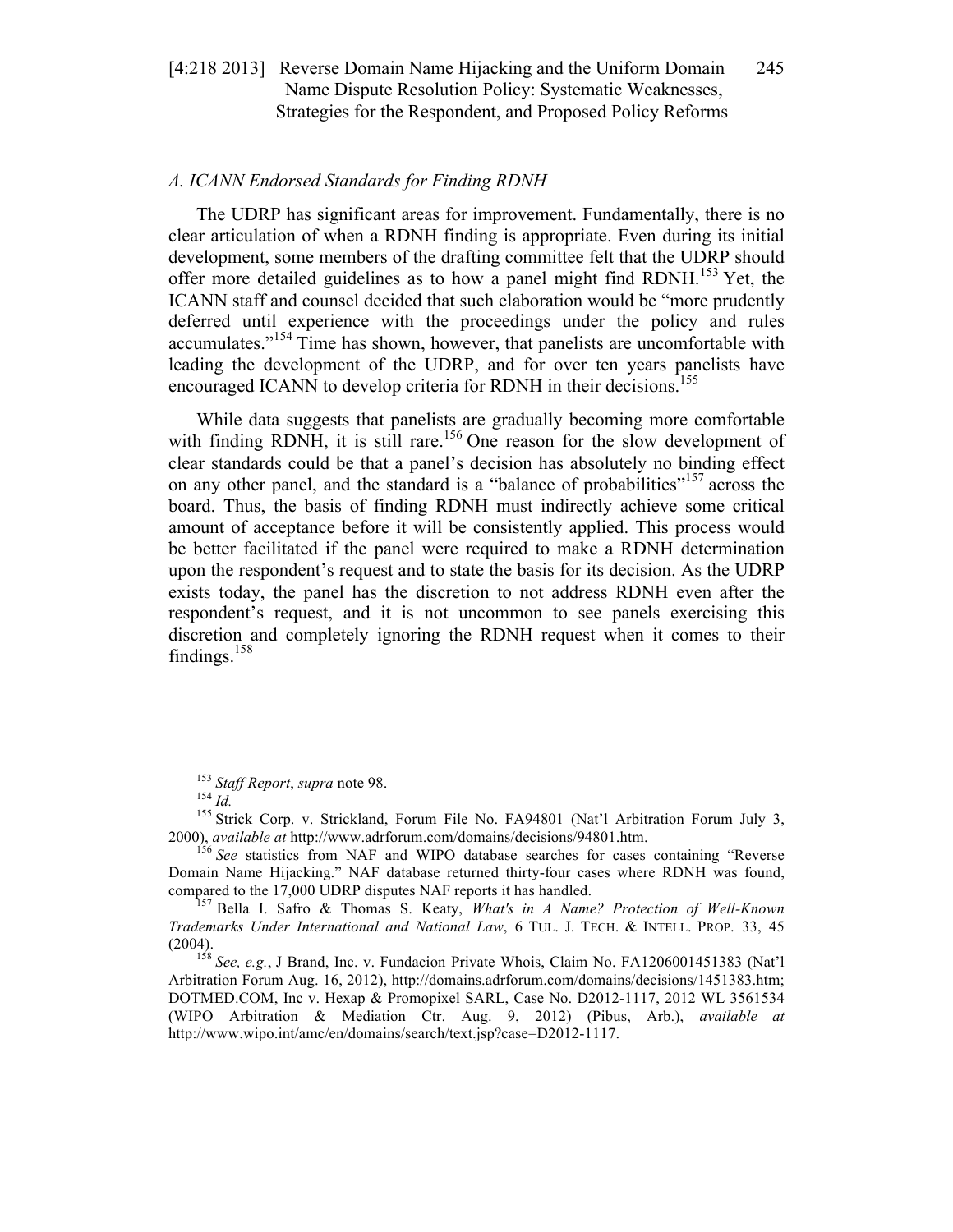### *A. ICANN Endorsed Standards for Finding RDNH*

The UDRP has significant areas for improvement. Fundamentally, there is no clear articulation of when a RDNH finding is appropriate. Even during its initial development, some members of the drafting committee felt that the UDRP should offer more detailed guidelines as to how a panel might find RDNH.[153] Yet, the ICANN staff and counsel decided that such elaboration would be "more prudently deferred until experience with the proceedings under the policy and rules accumulates."[154] Time has shown, however, that panelists are uncomfortable with leading the development of the UDRP, and for over ten years panelists have encouraged ICANN to develop criteria for RDNH in their decisions.[155]

While data suggests that panelists are gradually becoming more comfortable with finding RDNH, it is still rare.[156] One reason for the slow development of clear standards could be that a panel's decision has absolutely no binding effect on any other panel, and the standard is a "balance of probabilities"[157] across the board. Thus, the basis of finding RDNH must indirectly achieve some critical amount of acceptance before it will be consistently applied. This process would be better facilitated if the panel were required to make a RDNH determination upon the respondent's request and to state the basis for its decision. As the UDRP exists today, the panel has the discretion to not address RDNH even after the respondent's request, and it is not uncommon to see panels exercising this discretion and completely ignoring the RDNH request when it comes to their findings.[158]

---

[153] *Staff Report*, *supra* note 98.

[154] *Id.*

[155] Strick Corp. v. Strickland, Forum File No. FA94801 (Nat'l Arbitration Forum July 3, 2000), *available at* http://www.adrforum.com/domains/decisions/94801.htm.

[156] *See* statistics from NAF and WIPO database searches for cases containing "Reverse Domain Name Hijacking." NAF database returned thirty-four cases where RDNH was found, compared to the 17,000 UDRP disputes NAF reports it has handled.

[157] Bella I. Safro & Thomas S. Keaty, *What's in A Name? Protection of Well-Known Trademarks Under International and National Law*, 6 TUL. J. TECH. & INTELL. PROP. 33, 45 (2004).

[158] *See, e.g.*, J Brand, Inc. v. Fundacion Private Whois, Claim No. FA1206001451383 (Nat'l Arbitration Forum Aug. 16, 2012), http://domains.adrforum.com/domains/decisions/1451383.htm; DOTMED.COM, Inc v. Hexap & Promopixel SARL, Case No. D2012-1117, 2012 WL 3561534 (WIPO Arbitration & Mediation Ctr. Aug. 9, 2012) (Pibus, Arb.), *available at* http://www.wipo.int/amc/en/domains/search/text.jsp?case=D2012-1117.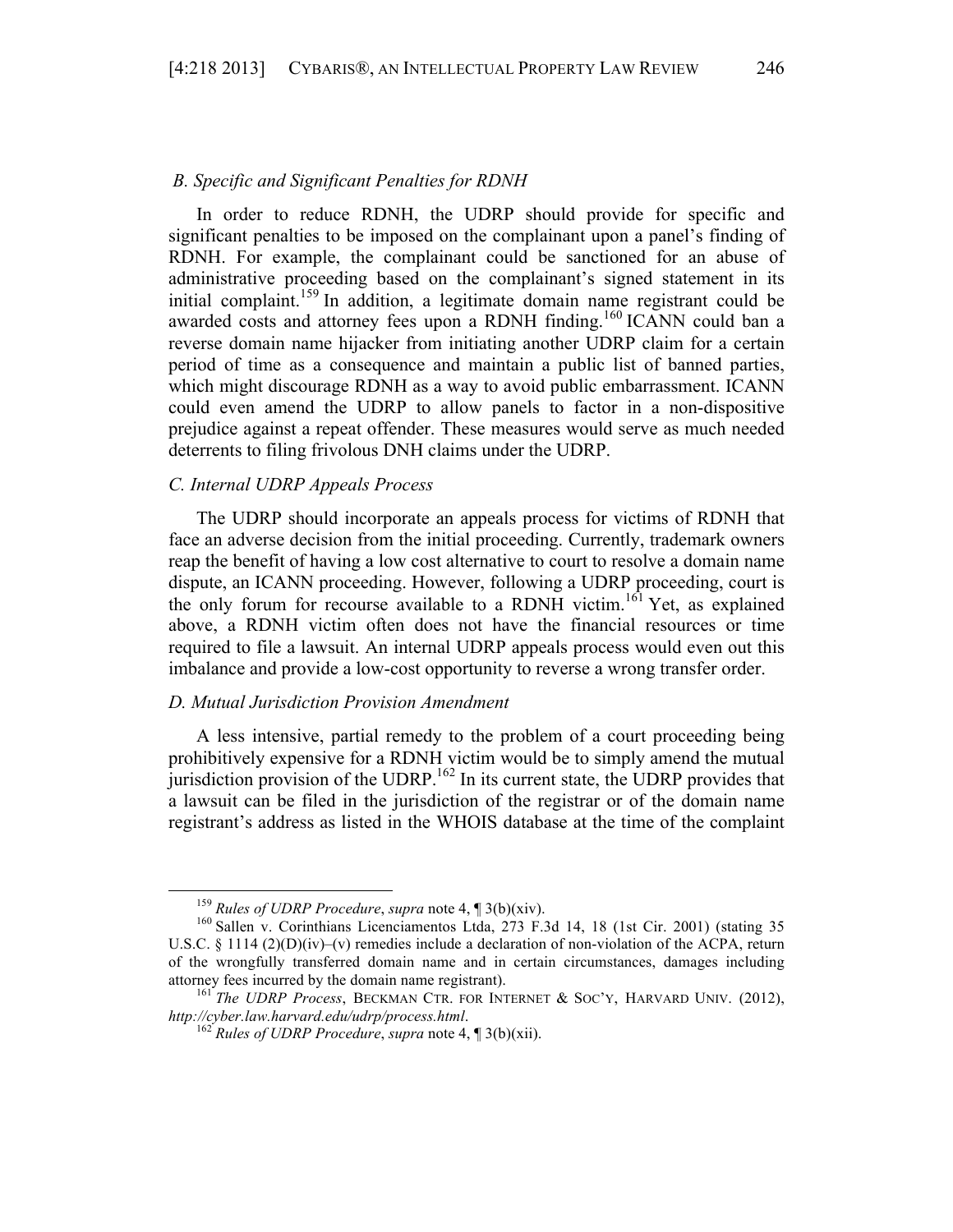### *B. Specific and Significant Penalties for RDNH*

In order to reduce RDNH, the UDRP should provide for specific and significant penalties to be imposed on the complainant upon a panel's finding of RDNH. For example, the complainant could be sanctioned for an abuse of administrative proceeding based on the complainant's signed statement in its initial complaint.[159] In addition, a legitimate domain name registrant could be awarded costs and attorney fees upon a RDNH finding.[160] ICANN could ban a reverse domain name hijacker from initiating another UDRP claim for a certain period of time as a consequence and maintain a public list of banned parties, which might discourage RDNH as a way to avoid public embarrassment. ICANN could even amend the UDRP to allow panels to factor in a non-dispositive prejudice against a repeat offender. These measures would serve as much needed deterrents to filing frivolous DNH claims under the UDRP.

### *C. Internal UDRP Appeals Process*

The UDRP should incorporate an appeals process for victims of RDNH that face an adverse decision from the initial proceeding. Currently, trademark owners reap the benefit of having a low cost alternative to court to resolve a domain name dispute, an ICANN proceeding. However, following a UDRP proceeding, court is the only forum for recourse available to a RDNH victim.[161] Yet, as explained above, a RDNH victim often does not have the financial resources or time required to file a lawsuit. An internal UDRP appeals process would even out this imbalance and provide a low-cost opportunity to reverse a wrong transfer order.

### *D. Mutual Jurisdiction Provision Amendment*

A less intensive, partial remedy to the problem of a court proceeding being prohibitively expensive for a RDNH victim would be to simply amend the mutual jurisdiction provision of the UDRP.[162] In its current state, the UDRP provides that a lawsuit can be filed in the jurisdiction of the registrar or of the domain name registrant's address as listed in the WHOIS database at the time of the complaint

---

[159] *Rules of UDRP Procedure*, *supra* note 4, ¶ 3(b)(xiv).

[160] Sallen v. Corinthians Licenciamentos Ltda, 273 F.3d 14, 18 (1st Cir. 2001) (stating 35 U.S.C. § 1114 (2)(D)(iv)–(v) remedies include a declaration of non-violation of the ACPA, return of the wrongfully transferred domain name and in certain circumstances, damages including attorney fees incurred by the domain name registrant).

[161] *The UDRP Process*, BECKMAN CTR. FOR INTERNET & SOC'Y, HARVARD UNIV. (2012), *http://cyber.law.harvard.edu/udrp/process.html*.

[162] *Rules of UDRP Procedure*, *supra* note 4, ¶ 3(b)(xii).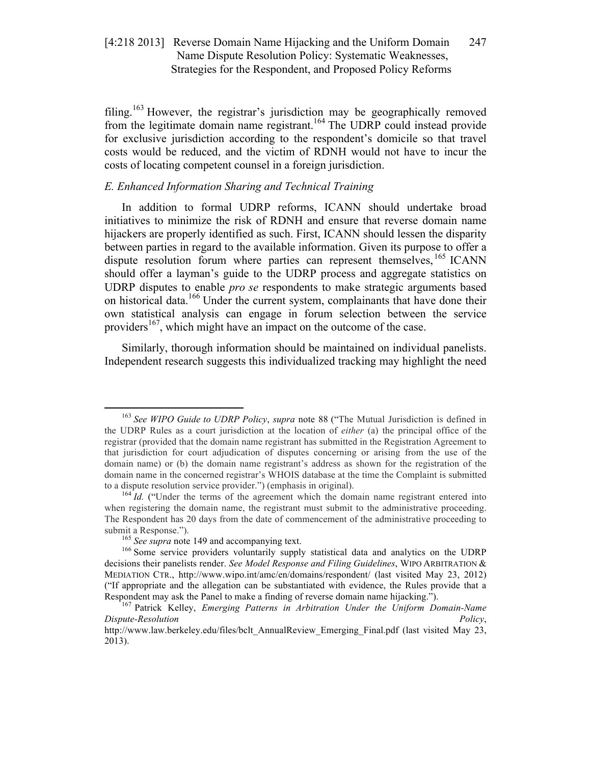filing.[163] However, the registrar's jurisdiction may be geographically removed from the legitimate domain name registrant.[164] The UDRP could instead provide for exclusive jurisdiction according to the respondent's domicile so that travel costs would be reduced, and the victim of RDNH would not have to incur the costs of locating competent counsel in a foreign jurisdiction.

### *E. Enhanced Information Sharing and Technical Training*

In addition to formal UDRP reforms, ICANN should undertake broad initiatives to minimize the risk of RDNH and ensure that reverse domain name hijackers are properly identified as such. First, ICANN should lessen the disparity between parties in regard to the available information. Given its purpose to offer a dispute resolution forum where parties can represent themselves,[165] ICANN should offer a layman's guide to the UDRP process and aggregate statistics on UDRP disputes to enable *pro se* respondents to make strategic arguments based on historical data.[166] Under the current system, complainants that have done their own statistical analysis can engage in forum selection between the service providers[167], which might have an impact on the outcome of the case.

Similarly, thorough information should be maintained on individual panelists. Independent research suggests this individualized tracking may highlight the need

---

[163] *See WIPO Guide to UDRP Policy*, *supra* note 88 ("The Mutual Jurisdiction is defined in the UDRP Rules as a court jurisdiction at the location of *either* (a) the principal office of the registrar (provided that the domain name registrant has submitted in the Registration Agreement to that jurisdiction for court adjudication of disputes concerning or arising from the use of the domain name) or (b) the domain name registrant's address as shown for the registration of the domain name in the concerned registrar's WHOIS database at the time the Complaint is submitted to a dispute resolution service provider.") (emphasis in original).

[164] *Id.* ("Under the terms of the agreement which the domain name registrant entered into when registering the domain name, the registrant must submit to the administrative proceeding. The Respondent has 20 days from the date of commencement of the administrative proceeding to submit a Response.").

[165] *See supra* note 149 and accompanying text.

[166] Some service providers voluntarily supply statistical data and analytics on the UDRP decisions their panelists render. *See Model Response and Filing Guidelines*, WIPO ARBITRATION & MEDIATION CTR., http://www.wipo.int/amc/en/domains/respondent/ (last visited May 23, 2012) ("If appropriate and the allegation can be substantiated with evidence, the Rules provide that a Respondent may ask the Panel to make a finding of reverse domain name hijacking.").

[167] Patrick Kelley, *Emerging Patterns in Arbitration Under the Uniform Domain-Name Dispute-Resolution Policy*, http://www.law.berkeley.edu/files/bclt_AnnualReview_Emerging_Final.pdf (last visited May 23, 2013).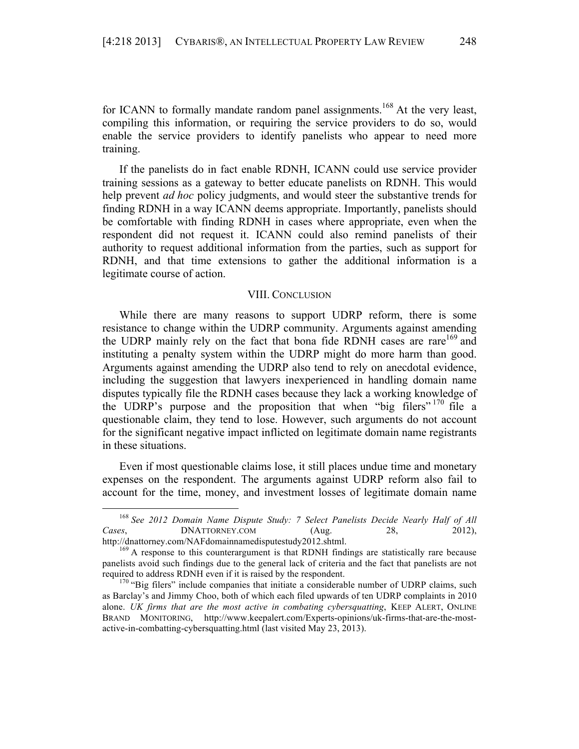for ICANN to formally mandate random panel assignments.[168] At the very least, compiling this information, or requiring the service providers to do so, would enable the service providers to identify panelists who appear to need more training.

If the panelists do in fact enable RDNH, ICANN could use service provider training sessions as a gateway to better educate panelists on RDNH. This would help prevent *ad hoc* policy judgments, and would steer the substantive trends for finding RDNH in a way ICANN deems appropriate. Importantly, panelists should be comfortable with finding RDNH in cases where appropriate, even when the respondent did not request it. ICANN could also remind panelists of their authority to request additional information from the parties, such as support for RDNH, and that time extensions to gather the additional information is a legitimate course of action.

## VIII. Conclusion

While there are many reasons to support UDRP reform, there is some resistance to change within the UDRP community. Arguments against amending the UDRP mainly rely on the fact that bona fide RDNH cases are rare[169] and instituting a penalty system within the UDRP might do more harm than good. Arguments against amending the UDRP also tend to rely on anecdotal evidence, including the suggestion that lawyers inexperienced in handling domain name disputes typically file the RDNH cases because they lack a working knowledge of the UDRP's purpose and the proposition that when "big filers"[170] file a questionable claim, they tend to lose. However, such arguments do not account for the significant negative impact inflicted on legitimate domain name registrants in these situations.

Even if most questionable claims lose, it still places undue time and monetary expenses on the respondent. The arguments against UDRP reform also fail to account for the time, money, and investment losses of legitimate domain name

---

[168] *See 2012 Domain Name Dispute Study: 7 Select Panelists Decide Nearly Half of All Cases*, DNATTORNEY.COM (Aug. 28, 2012), http://dnattorney.com/NAFdomainnamedisputestudy2012.shtml.

[169] A response to this counterargument is that RDNH findings are statistically rare because panelists avoid such findings due to the general lack of criteria and the fact that panelists are not required to address RDNH even if it is raised by the respondent.

[170] "Big filers" include companies that initiate a considerable number of UDRP claims, such as Barclay's and Jimmy Choo, both of which each filed upwards of ten UDRP complaints in 2010 alone. *UK firms that are the most active in combating cybersquatting*, KEEP ALERT, ONLINE BRAND MONITORING, http://www.keepalert.com/Experts-opinions/uk-firms-that-are-the-most-active-in-combatting-cybersquatting.html (last visited May 23, 2013).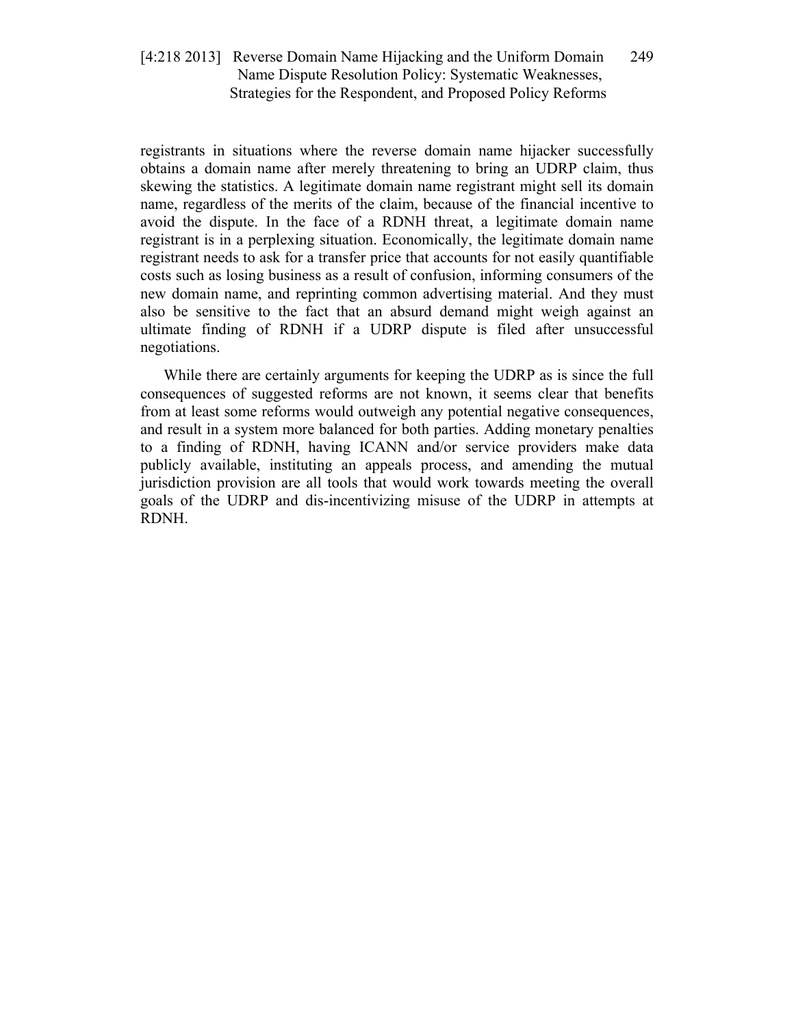registrants in situations where the reverse domain name hijacker successfully obtains a domain name after merely threatening to bring an UDRP claim, thus skewing the statistics. A legitimate domain name registrant might sell its domain name, regardless of the merits of the claim, because of the financial incentive to avoid the dispute. In the face of a RDNH threat, a legitimate domain name registrant is in a perplexing situation. Economically, the legitimate domain name registrant needs to ask for a transfer price that accounts for not easily quantifiable costs such as losing business as a result of confusion, informing consumers of the new domain name, and reprinting common advertising material. And they must also be sensitive to the fact that an absurd demand might weigh against an ultimate finding of RDNH if a UDRP dispute is filed after unsuccessful negotiations.

While there are certainly arguments for keeping the UDRP as is since the full consequences of suggested reforms are not known, it seems clear that benefits from at least some reforms would outweigh any potential negative consequences, and result in a system more balanced for both parties. Adding monetary penalties to a finding of RDNH, having ICANN and/or service providers make data publicly available, instituting an appeals process, and amending the mutual jurisdiction provision are all tools that would work towards meeting the overall goals of the UDRP and dis-incentivizing misuse of the UDRP in attempts at RDNH.